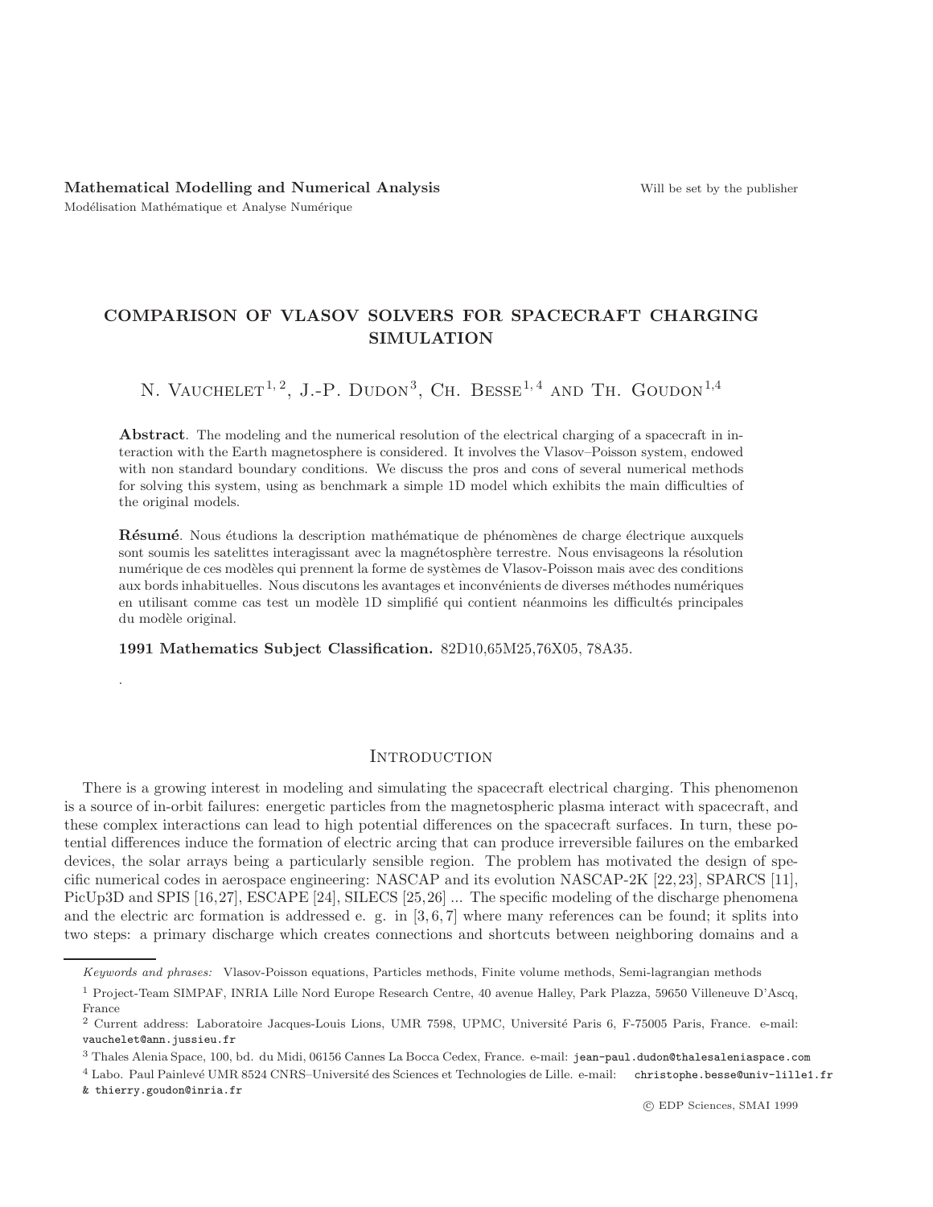Mathematical Modelling and Numerical Analysis — Will be set by the publisher

Modélisation Mathématique et Analyse Numérique

# COMPARISON OF VLASOV SOLVERS FOR SPACECRAFT CHARGING SIMULATION

N. Vauchelet[1,2], J.-P. Dudon[3], Ch. Besse[1,4] and Th. Goudon[1,4]

**Abstract**. The modeling and the numerical resolution of the electrical charging of a spacecraft in interaction with the Earth magnetosphere is considered. It involves the Vlasov–Poisson system, endowed with non standard boundary conditions. We discuss the pros and cons of several numerical methods for solving this system, using as benchmark a simple 1D model which exhibits the main difficulties of the original models.

**Résumé**. Nous étudions la description mathématique de phénomènes de charge électrique auxquels sont soumis les satelittes interagissant avec la magnétosphère terrestre. Nous envisageons la résolution numérique de ces modèles qui prennent la forme de systèmes de Vlasov-Poisson mais avec des conditions aux bords inhabituelles. Nous discutons les avantages et inconvénients de diverses méthodes numériques en utilisant comme cas test un modèle 1D simplifié qui contient néanmoins les difficultés principales du modèle original.

**1991 Mathematics Subject Classification.** 82D10,65M25,76X05, 78A35.

.

## Introduction

There is a growing interest in modeling and simulating the spacecraft electrical charging. This phenomenon is a source of in-orbit failures: energetic particles from the magnetospheric plasma interact with spacecraft, and these complex interactions can lead to high potential differences on the spacecraft surfaces. In turn, these potential differences induce the formation of electric arcing that can produce irreversible failures on the embarked devices, the solar arrays being a particularly sensible region. The problem has motivated the design of specific numerical codes in aerospace engineering: NASCAP and its evolution NASCAP-2K [22,23], SPARCS [11], PicUp3D and SPIS [16,27], ESCAPE [24], SILECS [25,26] ... The specific modeling of the discharge phenomena and the electric arc formation is addressed e. g. in [3,6,7] where many references can be found; it splits into two steps: a primary discharge which creates connections and shortcuts between neighboring domains and a

---

*Keywords and phrases:* Vlasov-Poisson equations, Particles methods, Finite volume methods, Semi-lagrangian methods

[1] Project-Team SIMPAF, INRIA Lille Nord Europe Research Centre, 40 avenue Halley, Park Plazza, 59650 Villeneuve D'Ascq, France

[2] Current address: Laboratoire Jacques-Louis Lions, UMR 7598, UPMC, Université Paris 6, F-75005 Paris, France. e-mail: vauchelet@ann.jussieu.fr

[3] Thales Alenia Space, 100, bd. du Midi, 06156 Cannes La Bocca Cedex, France. e-mail: jean-paul.dudon@thalesaleniaspace.com

[4] Labo. Paul Painlevé UMR 8524 CNRS–Université des Sciences et Technologies de Lille. e-mail: christophe.besse@univ-lille1.fr & thierry.goudon@inria.fr

© EDP Sciences, SMAI 1999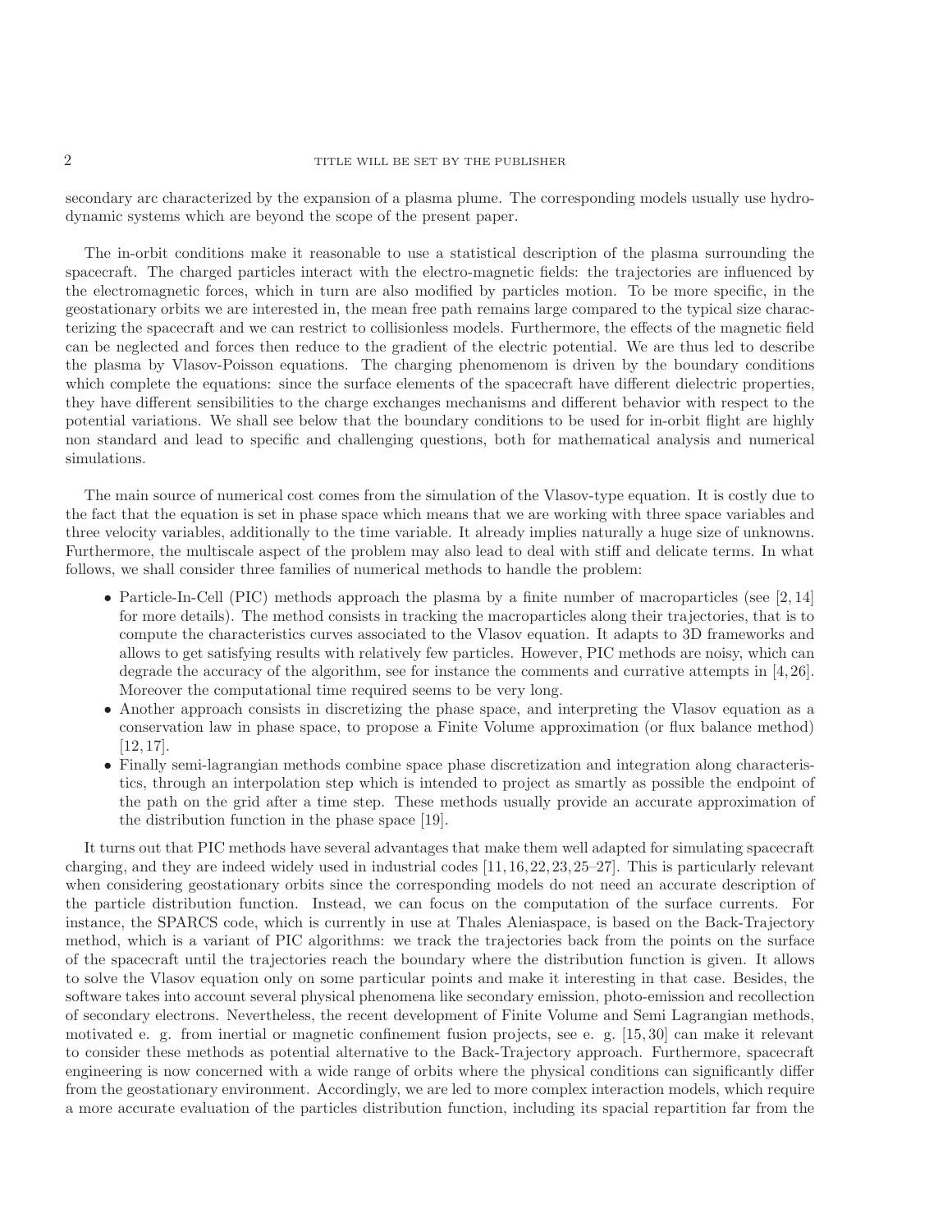secondary arc characterized by the expansion of a plasma plume. The corresponding models usually use hydrodynamic systems which are beyond the scope of the present paper.

The in-orbit conditions make it reasonable to use a statistical description of the plasma surrounding the spacecraft. The charged particles interact with the electro-magnetic fields: the trajectories are influenced by the electromagnetic forces, which in turn are also modified by particles motion. To be more specific, in the geostationary orbits we are interested in, the mean free path remains large compared to the typical size characterizing the spacecraft and we can restrict to collisionless models. Furthermore, the effects of the magnetic field can be neglected and forces then reduce to the gradient of the electric potential. We are thus led to describe the plasma by Vlasov-Poisson equations. The charging phenomenom is driven by the boundary conditions which complete the equations: since the surface elements of the spacecraft have different dielectric properties, they have different sensibilities to the charge exchanges mechanisms and different behavior with respect to the potential variations. We shall see below that the boundary conditions to be used for in-orbit flight are highly non standard and lead to specific and challenging questions, both for mathematical analysis and numerical simulations.

The main source of numerical cost comes from the simulation of the Vlasov-type equation. It is costly due to the fact that the equation is set in phase space which means that we are working with three space variables and three velocity variables, additionally to the time variable. It already implies naturally a huge size of unknowns. Furthermore, the multiscale aspect of the problem may also lead to deal with stiff and delicate terms. In what follows, we shall consider three families of numerical methods to handle the problem:

- Particle-In-Cell (PIC) methods approach the plasma by a finite number of macroparticles (see [2, 14] for more details). The method consists in tracking the macroparticles along their trajectories, that is to compute the characteristics curves associated to the Vlasov equation. It adapts to 3D frameworks and allows to get satisfying results with relatively few particles. However, PIC methods are noisy, which can degrade the accuracy of the algorithm, see for instance the comments and currative attempts in [4, 26]. Moreover the computational time required seems to be very long.
- Another approach consists in discretizing the phase space, and interpreting the Vlasov equation as a conservation law in phase space, to propose a Finite Volume approximation (or flux balance method) [12, 17].
- Finally semi-lagrangian methods combine space phase discretization and integration along characteristics, through an interpolation step which is intended to project as smartly as possible the endpoint of the path on the grid after a time step. These methods usually provide an accurate approximation of the distribution function in the phase space [19].

It turns out that PIC methods have several advantages that make them well adapted for simulating spacecraft charging, and they are indeed widely used in industrial codes [11, 16, 22, 23, 25–27]. This is particularly relevant when considering geostationary orbits since the corresponding models do not need an accurate description of the particle distribution function. Instead, we can focus on the computation of the surface currents. For instance, the SPARCS code, which is currently in use at Thales Aleniaspace, is based on the Back-Trajectory method, which is a variant of PIC algorithms: we track the trajectories back from the points on the surface of the spacecraft until the trajectories reach the boundary where the distribution function is given. It allows to solve the Vlasov equation only on some particular points and make it interesting in that case. Besides, the software takes into account several physical phenomena like secondary emission, photo-emission and recollection of secondary electrons. Nevertheless, the recent development of Finite Volume and Semi Lagrangian methods, motivated e. g. from inertial or magnetic confinement fusion projects, see e. g. [15, 30] can make it relevant to consider these methods as potential alternative to the Back-Trajectory approach. Furthermore, spacecraft engineering is now concerned with a wide range of orbits where the physical conditions can significantly differ from the geostationary environment. Accordingly, we are led to more complex interaction models, which require a more accurate evaluation of the particles distribution function, including its spacial repartition far from the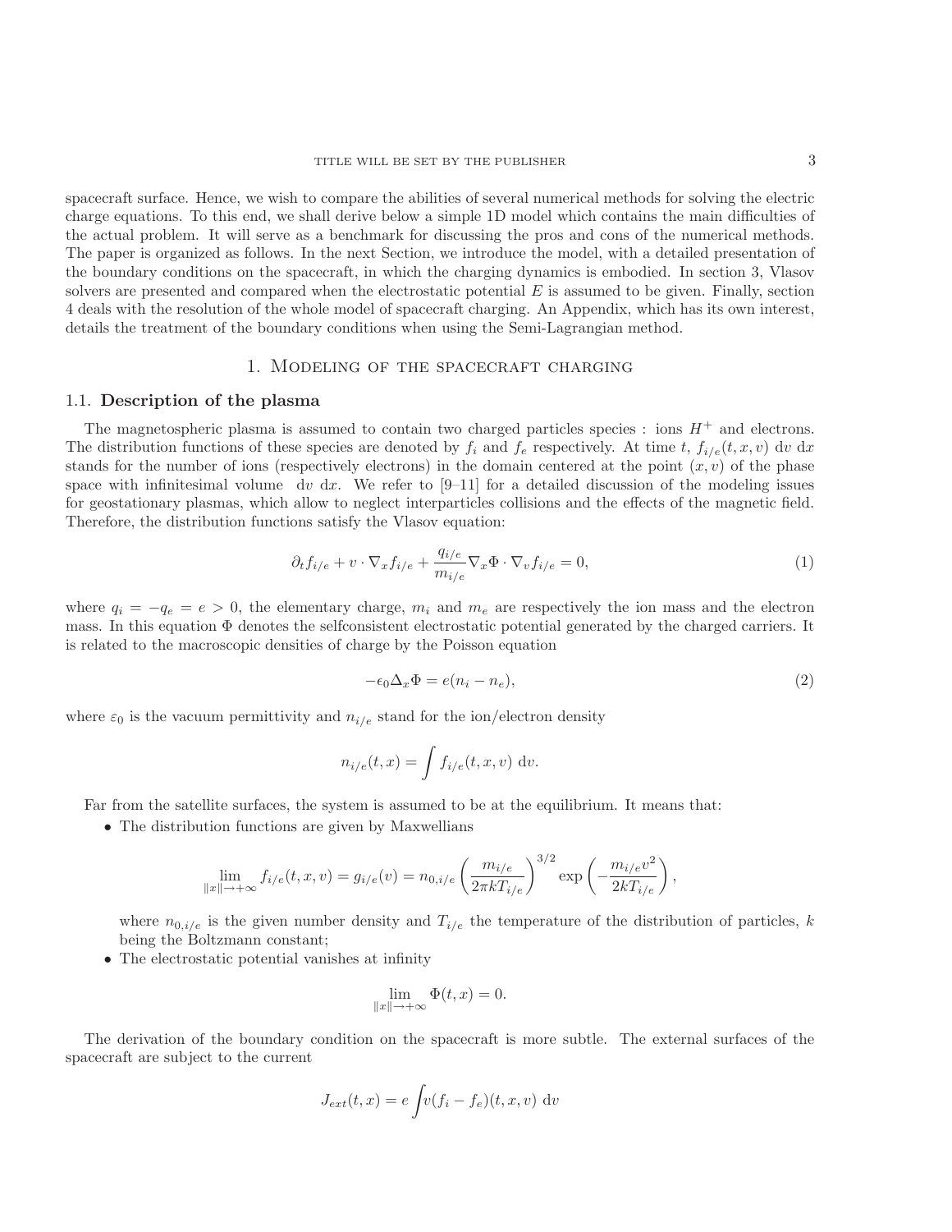spacecraft surface. Hence, we wish to compare the abilities of several numerical methods for solving the electric charge equations. To this end, we shall derive below a simple 1D model which contains the main difficulties of the actual problem. It will serve as a benchmark for discussing the pros and cons of the numerical methods. The paper is organized as follows. In the next Section, we introduce the model, with a detailed presentation of the boundary conditions on the spacecraft, in which the charging dynamics is embodied. In section 3, Vlasov solvers are presented and compared when the electrostatic potential $E$ is assumed to be given. Finally, section 4 deals with the resolution of the whole model of spacecraft charging. An Appendix, which has its own interest, details the treatment of the boundary conditions when using the Semi-Lagrangian method.

# 1. Modeling of the spacecraft charging

## 1.1. Description of the plasma

The magnetospheric plasma is assumed to contain two charged particles species : ions $H^+$ and electrons. The distribution functions of these species are denoted by $f_i$ and $f_e$ respectively. At time $t$, $f_{i/e}(t, x, v)\ \mathrm{d}v\ \mathrm{d}x$ stands for the number of ions (respectively electrons) in the domain centered at the point $(x, v)$ of the phase space with infinitesimal volume $\mathrm{d}v\ \mathrm{d}x$. We refer to [9–11] for a detailed discussion of the modeling issues for geostationary plasmas, which allow to neglect interparticles collisions and the effects of the magnetic field. Therefore, the distribution functions satisfy the Vlasov equation:

$$\partial_t f_{i/e} + v \cdot \nabla_x f_{i/e} + \frac{q_{i/e}}{m_{i/e}} \nabla_x \Phi \cdot \nabla_v f_{i/e} = 0, \tag{1}$$

where $q_i = -q_e = e > 0$, the elementary charge, $m_i$ and $m_e$ are respectively the ion mass and the electron mass. In this equation $\Phi$ denotes the selfconsistent electrostatic potential generated by the charged carriers. It is related to the macroscopic densities of charge by the Poisson equation

$$-\epsilon_0 \Delta_x \Phi = e(n_i - n_e), \tag{2}$$

where $\varepsilon_0$ is the vacuum permittivity and $n_{i/e}$ stand for the ion/electron density

$$n_{i/e}(t, x) = \int f_{i/e}(t, x, v)\ \mathrm{d}v.$$

Far from the satellite surfaces, the system is assumed to be at the equilibrium. It means that:

- The distribution functions are given by Maxwellians

$$\lim_{\|x\| \to +\infty} f_{i/e}(t, x, v) = g_{i/e}(v) = n_{0,i/e} \left( \frac{m_{i/e}}{2\pi k T_{i/e}} \right)^{3/2} \exp\left( -\frac{m_{i/e} v^2}{2kT_{i/e}} \right),$$

  where $n_{0,i/e}$ is the given number density and $T_{i/e}$ the temperature of the distribution of particles, $k$ being the Boltzmann constant;
- The electrostatic potential vanishes at infinity

$$\lim_{\|x\| \to +\infty} \Phi(t, x) = 0.$$

The derivation of the boundary condition on the spacecraft is more subtle. The external surfaces of the spacecraft are subject to the current

$$J_{ext}(t, x) = e \int v (f_i - f_e)(t, x, v)\ \mathrm{d}v$$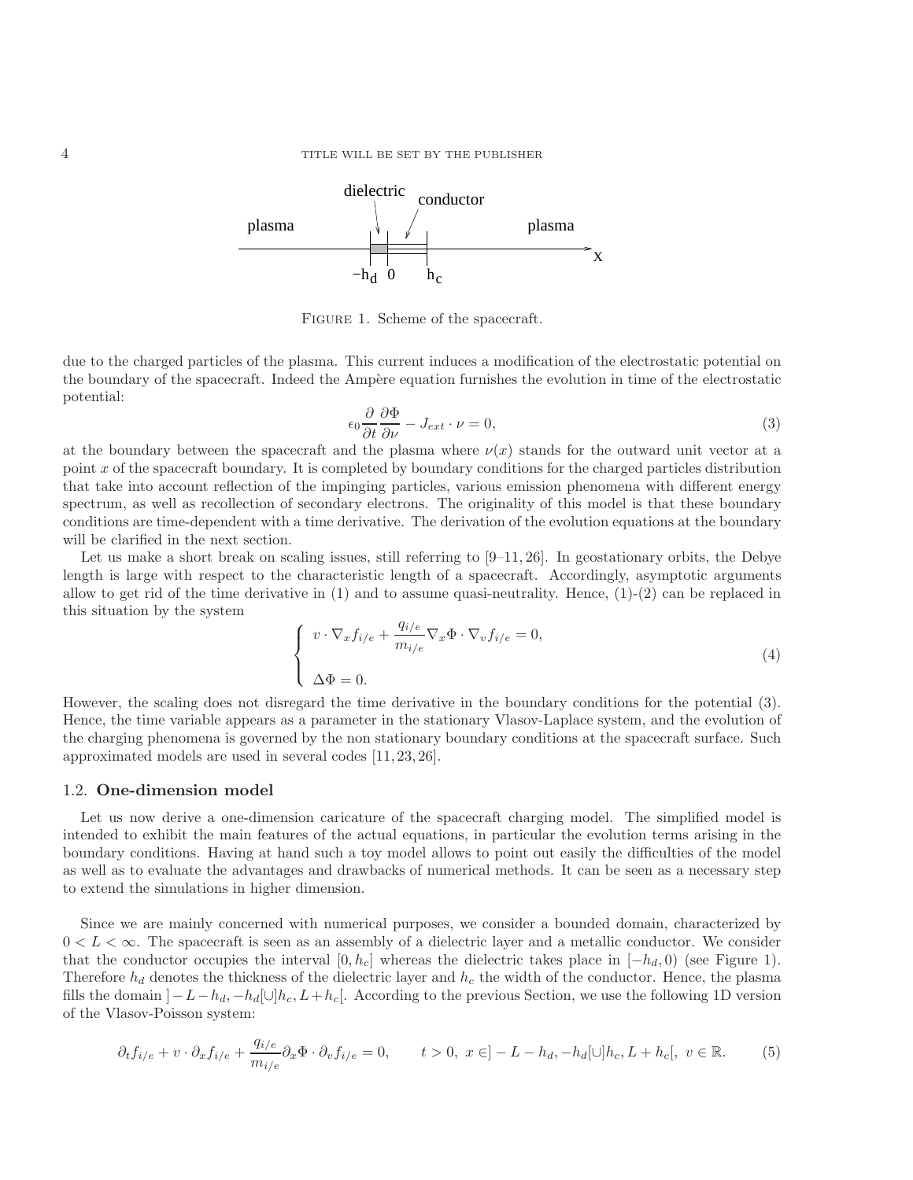FIGURE 1. Scheme of the spacecraft.

due to the charged particles of the plasma. This current induces a modification of the electrostatic potential on the boundary of the spacecraft. Indeed the Ampère equation furnishes the evolution in time of the electrostatic potential:

$$\epsilon_0 \frac{\partial}{\partial t}\frac{\partial \Phi}{\partial \nu} - J_{ext}\cdot \nu = 0, \tag{3}$$

at the boundary between the spacecraft and the plasma where $\nu(x)$ stands for the outward unit vector at a point $x$ of the spacecraft boundary. It is completed by boundary conditions for the charged particles distribution that take into account reflection of the impinging particles, various emission phenomena with different energy spectrum, as well as recollection of secondary electrons. The originality of this model is that these boundary conditions are time-dependent with a time derivative. The derivation of the evolution equations at the boundary will be clarified in the next section.

Let us make a short break on scaling issues, still referring to [9–11, 26]. In geostationary orbits, the Debye length is large with respect to the characteristic length of a spacecraft. Accordingly, asymptotic arguments allow to get rid of the time derivative in (1) and to assume quasi-neutrality. Hence, (1)-(2) can be replaced in this situation by the system

$$\left\{\begin{array}{l} v\cdot\nabla_x f_{i/e} + \dfrac{q_{i/e}}{m_{i/e}}\nabla_x\Phi\cdot\nabla_v f_{i/e} = 0, \\ \\ \Delta\Phi = 0. \end{array}\right. \tag{4}$$

However, the scaling does not disregard the time derivative in the boundary conditions for the potential (3). Hence, the time variable appears as a parameter in the stationary Vlasov-Laplace system, and the evolution of the charging phenomena is governed by the non stationary boundary conditions at the spacecraft surface. Such approximated models are used in several codes [11, 23, 26].

### 1.2. One-dimension model

Let us now derive a one-dimension caricature of the spacecraft charging model. The simplified model is intended to exhibit the main features of the actual equations, in particular the evolution terms arising in the boundary conditions. Having at hand such a toy model allows to point out easily the difficulties of the model as well as to evaluate the advantages and drawbacks of numerical methods. It can be seen as a necessary step to extend the simulations in higher dimension.

Since we are mainly concerned with numerical purposes, we consider a bounded domain, characterized by $0 < L < \infty$. The spacecraft is seen as an assembly of a dielectric layer and a metallic conductor. We consider that the conductor occupies the interval $[0, h_c]$ whereas the dielectric takes place in $[-h_d, 0)$ (see Figure 1). Therefore $h_d$ denotes the thickness of the dielectric layer and $h_c$ the width of the conductor. Hence, the plasma fills the domain $]-L-h_d, -h_d[\cup]h_c, L+h_c[$. According to the previous Section, we use the following 1D version of the Vlasov-Poisson system:

$$\partial_t f_{i/e} + v\cdot\partial_x f_{i/e} + \frac{q_{i/e}}{m_{i/e}}\partial_x\Phi\cdot\partial_v f_{i/e} = 0, \qquad t>0,\ x\in]-L-h_d,-h_d[\cup]h_c,L+h_c[,\ v\in\mathbb{R}. \tag{5}$$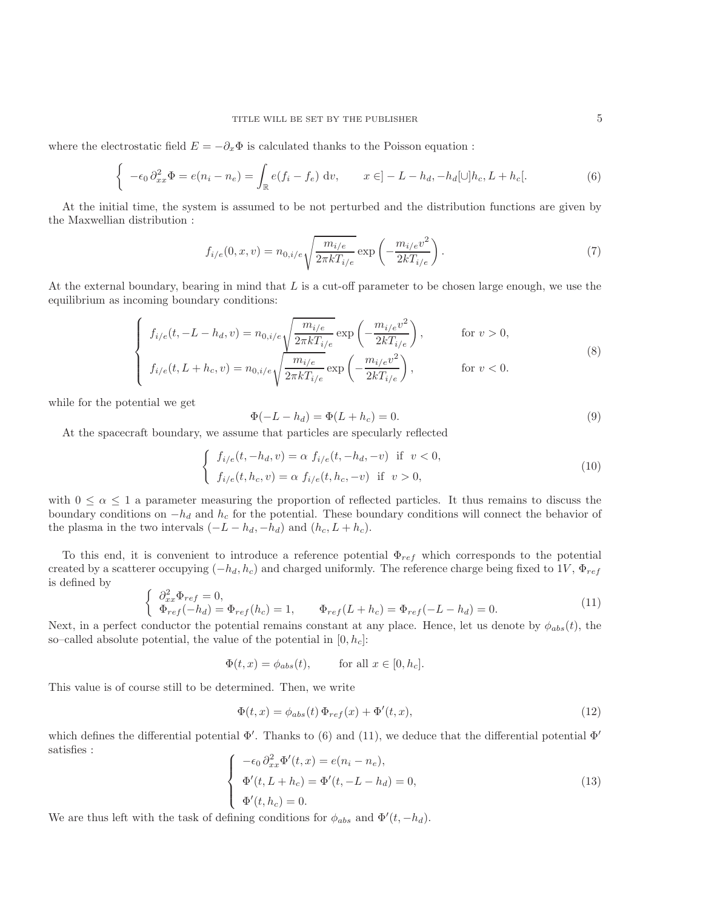where the electrostatic field $E = -\partial_x \Phi$ is calculated thanks to the Poisson equation :

$$\left\{ \begin{array}{l} -\epsilon_0 \, \partial^2_{xx} \Phi = e(n_i - n_e) = \displaystyle\int_{\mathbb{R}} e(f_i - f_e) \, \mathrm{d}v, \qquad x \in ]-L-h_d, -h_d[ \cup ]h_c, L+h_c[. \end{array} \right. \tag{6}$$

At the initial time, the system is assumed to be not perturbed and the distribution functions are given by the Maxwellian distribution :

$$f_{i/e}(0,x,v) = n_{0,i/e} \sqrt{\frac{m_{i/e}}{2\pi k T_{i/e}}} \exp\left( -\frac{m_{i/e} v^2}{2kT_{i/e}} \right). \tag{7}$$

At the external boundary, bearing in mind that $L$ is a cut-off parameter to be chosen large enough, we use the equilibrium as incoming boundary conditions:

$$\left\{ \begin{array}{ll} f_{i/e}(t, -L-h_d, v) = n_{0,i/e} \sqrt{\dfrac{m_{i/e}}{2\pi k T_{i/e}}} \exp\left( -\dfrac{m_{i/e} v^2}{2kT_{i/e}} \right), & \text{for } v > 0, \\ f_{i/e}(t, L+h_c, v) = n_{0,i/e} \sqrt{\dfrac{m_{i/e}}{2\pi k T_{i/e}}} \exp\left( -\dfrac{m_{i/e} v^2}{2kT_{i/e}} \right), & \text{for } v < 0. \end{array} \right. \tag{8}$$

while for the potential we get

$$\Phi(-L-h_d) = \Phi(L+h_c) = 0. \tag{9}$$

At the spacecraft boundary, we assume that particles are specularly reflected

$$\left\{ \begin{array}{l} f_{i/e}(t, -h_d, v) = \alpha \; f_{i/e}(t, -h_d, -v) \;\text{ if }\; v < 0, \\ f_{i/e}(t, h_c, v) = \alpha \; f_{i/e}(t, h_c, -v) \;\text{ if }\; v > 0, \end{array} \right. \tag{10}$$

with $0 \leq \alpha \leq 1$ a parameter measuring the proportion of reflected particles. It thus remains to discuss the boundary conditions on $-h_d$ and $h_c$ for the potential. These boundary conditions will connect the behavior of the plasma in the two intervals $(-L-h_d, -h_d)$ and $(h_c, L+h_c)$.

To this end, it is convenient to introduce a reference potential $\Phi_{ref}$ which corresponds to the potential created by a scatterer occupying $(-h_d, h_c)$ and charged uniformly. The reference charge being fixed to $1V$, $\Phi_{ref}$ is defined by

$$\left\{ \begin{array}{l} \partial^2_{xx} \Phi_{ref} = 0, \\ \Phi_{ref}(-h_d) = \Phi_{ref}(h_c) = 1, \qquad \Phi_{ref}(L+h_c) = \Phi_{ref}(-L-h_d) = 0. \end{array} \right. \tag{11}$$

Next, in a perfect conductor the potential remains constant at any place. Hence, let us denote by $\phi_{abs}(t)$, the so–called absolute potential, the value of the potential in $[0, h_c]$:

$$\Phi(t,x) = \phi_{abs}(t), \qquad \text{for all } x \in [0, h_c].$$

This value is of course still to be determined. Then, we write

$$\Phi(t,x) = \phi_{abs}(t) \, \Phi_{ref}(x) + \Phi'(t,x), \tag{12}$$

which defines the differential potential $\Phi'$. Thanks to (6) and (11), we deduce that the differential potential $\Phi'$ satisfies :

$$\left\{ \begin{array}{l} -\epsilon_0 \, \partial^2_{xx} \Phi'(t,x) = e(n_i - n_e), \\ \Phi'(t, L+h_c) = \Phi'(t, -L-h_d) = 0, \\ \Phi'(t, h_c) = 0. \end{array} \right. \tag{13}$$

We are thus left with the task of defining conditions for $\phi_{abs}$ and $\Phi'(t, -h_d)$.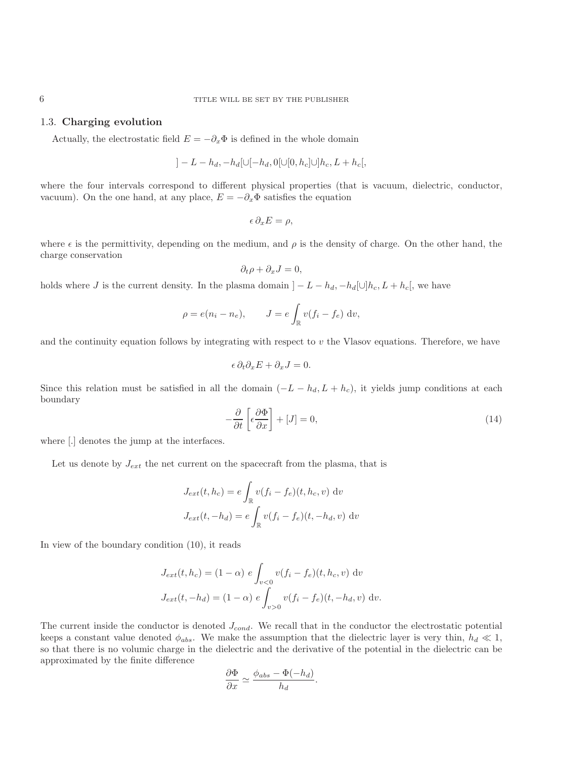### 1.3. **Charging evolution**

Actually, the electrostatic field $E = -\partial_x \Phi$ is defined in the whole domain

$$]-L-h_d, -h_d[\cup[-h_d, 0[\cup[0, h_c]\cup]h_c, L+h_c[,$$

where the four intervals correspond to different physical properties (that is vacuum, dielectric, conductor, vacuum). On the one hand, at any place, $E = -\partial_x \Phi$ satisfies the equation

$$\epsilon\, \partial_x E = \rho,$$

where $\epsilon$ is the permittivity, depending on the medium, and $\rho$ is the density of charge. On the other hand, the charge conservation

$$\partial_t \rho + \partial_x J = 0,$$

holds where $J$ is the current density. In the plasma domain $]-L-h_d, -h_d[\cup]h_c, L+h_c[$, we have

$$\rho = e(n_i - n_e), \qquad J = e\int_{\mathbb{R}} v(f_i - f_e)\ \mathrm{d}v,$$

and the continuity equation follows by integrating with respect to $v$ the Vlasov equations. Therefore, we have

$$\epsilon\, \partial_t \partial_x E + \partial_x J = 0.$$

Since this relation must be satisfied in all the domain $(-L-h_d, L+h_c)$, it yields jump conditions at each boundary

$$-\frac{\partial}{\partial t}\left[\epsilon \frac{\partial \Phi}{\partial x}\right] + [J] = 0, \tag{14}$$

where $[.]$ denotes the jump at the interfaces.

Let us denote by $J_{ext}$ the net current on the spacecraft from the plasma, that is

$$J_{ext}(t, h_c) = e\int_{\mathbb{R}} v(f_i - f_e)(t, h_c, v)\ \mathrm{d}v$$
$$J_{ext}(t, -h_d) = e\int_{\mathbb{R}} v(f_i - f_e)(t, -h_d, v)\ \mathrm{d}v$$

In view of the boundary condition (10), it reads

$$J_{ext}(t, h_c) = (1-\alpha)\ e\int_{v<0} v(f_i - f_e)(t, h_c, v)\ \mathrm{d}v$$
$$J_{ext}(t, -h_d) = (1-\alpha)\ e\int_{v>0} v(f_i - f_e)(t, -h_d, v)\ \mathrm{d}v.$$

The current inside the conductor is denoted $J_{cond}$. We recall that in the conductor the electrostatic potential keeps a constant value denoted $\phi_{abs}$. We make the assumption that the dielectric layer is very thin, $h_d \ll 1$, so that there is no volumic charge in the dielectric and the derivative of the potential in the dielectric can be approximated by the finite difference

$$\frac{\partial \Phi}{\partial x} \simeq \frac{\phi_{abs} - \Phi(-h_d)}{h_d}.$$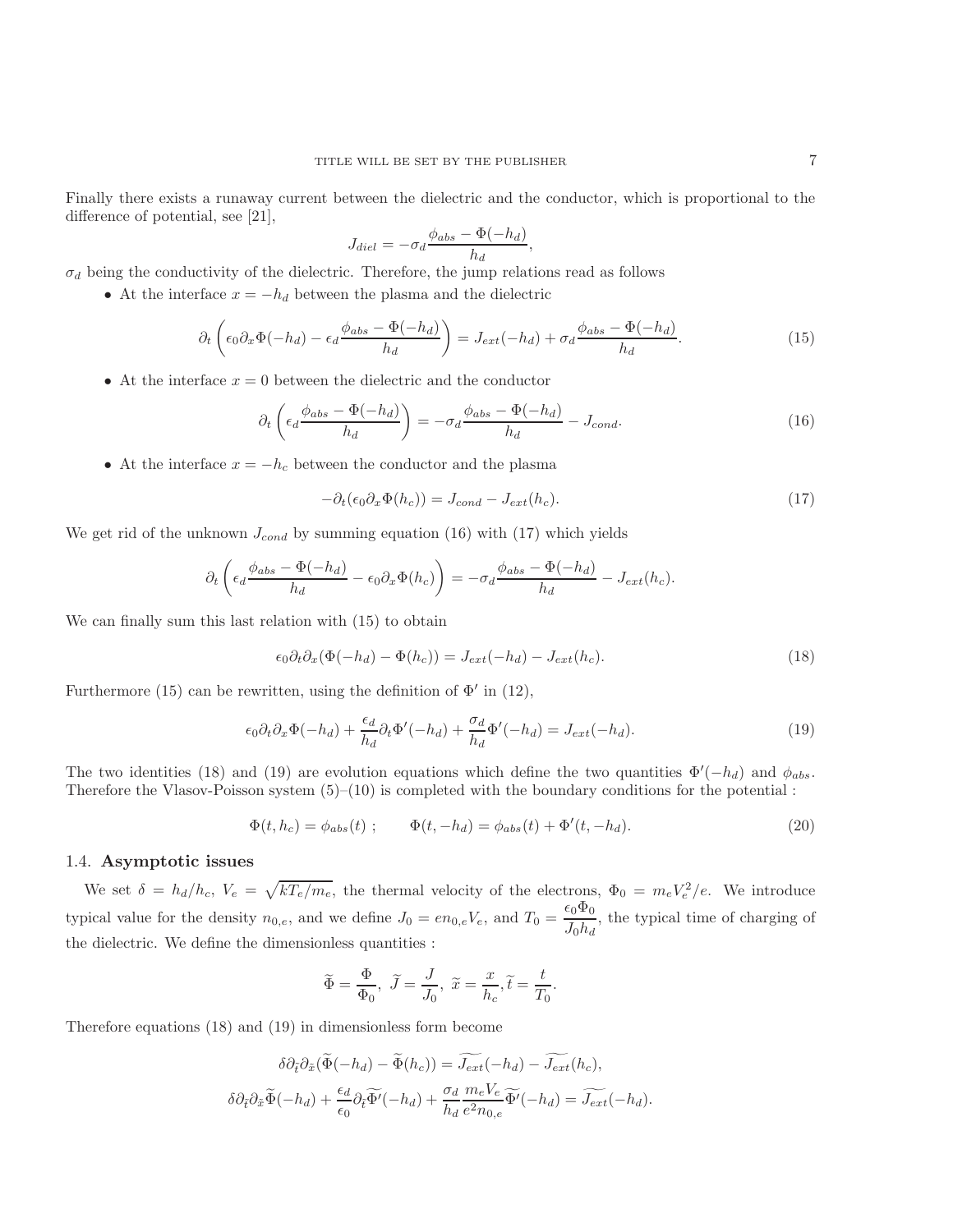Finally there exists a runaway current between the dielectric and the conductor, which is proportional to the difference of potential, see [21],

$$J_{diel} = -\sigma_d \frac{\phi_{abs} - \Phi(-h_d)}{h_d},$$

$\sigma_d$ being the conductivity of the dielectric. Therefore, the jump relations read as follows

- At the interface $x = -h_d$ between the plasma and the dielectric

$$\partial_t \left( \epsilon_0 \partial_x \Phi(-h_d) - \epsilon_d \frac{\phi_{abs} - \Phi(-h_d)}{h_d} \right) = J_{ext}(-h_d) + \sigma_d \frac{\phi_{abs} - \Phi(-h_d)}{h_d}. \tag{15}$$

- At the interface $x = 0$ between the dielectric and the conductor

$$\partial_t \left( \epsilon_d \frac{\phi_{abs} - \Phi(-h_d)}{h_d} \right) = -\sigma_d \frac{\phi_{abs} - \Phi(-h_d)}{h_d} - J_{cond}. \tag{16}$$

- At the interface $x = -h_c$ between the conductor and the plasma

$$-\partial_t (\epsilon_0 \partial_x \Phi(h_c)) = J_{cond} - J_{ext}(h_c). \tag{17}$$

We get rid of the unknown $J_{cond}$ by summing equation (16) with (17) which yields

$$\partial_t \left( \epsilon_d \frac{\phi_{abs} - \Phi(-h_d)}{h_d} - \epsilon_0 \partial_x \Phi(h_c) \right) = -\sigma_d \frac{\phi_{abs} - \Phi(-h_d)}{h_d} - J_{ext}(h_c).$$

We can finally sum this last relation with (15) to obtain

$$\epsilon_0 \partial_t \partial_x (\Phi(-h_d) - \Phi(h_c)) = J_{ext}(-h_d) - J_{ext}(h_c). \tag{18}$$

Furthermore (15) can be rewritten, using the definition of $\Phi'$ in (12),

$$\epsilon_0 \partial_t \partial_x \Phi(-h_d) + \frac{\epsilon_d}{h_d} \partial_t \Phi'(-h_d) + \frac{\sigma_d}{h_d} \Phi'(-h_d) = J_{ext}(-h_d). \tag{19}$$

The two identities (18) and (19) are evolution equations which define the two quantities $\Phi'(-h_d)$ and $\phi_{abs}$. Therefore the Vlasov-Poisson system (5)–(10) is completed with the boundary conditions for the potential :

$$\Phi(t, h_c) = \phi_{abs}(t) \ ; \qquad \Phi(t, -h_d) = \phi_{abs}(t) + \Phi'(t, -h_d). \tag{20}$$

### 1.4. **Asymptotic issues**

We set $\delta = h_d/h_c$, $V_e = \sqrt{kT_e/m_e}$, the thermal velocity of the electrons, $\Phi_0 = m_e V_e^2/e$. We introduce typical value for the density $n_{0,e}$, and we define $J_0 = e n_{0,e} V_e$, and $T_0 = \dfrac{\epsilon_0 \Phi_0}{J_0 h_d}$, the typical time of charging of the dielectric. We define the dimensionless quantities :

$$\widetilde{\Phi} = \frac{\Phi}{\Phi_0}, \ \widetilde{J} = \frac{J}{J_0}, \ \widetilde{x} = \frac{x}{h_c}, \widetilde{t} = \frac{t}{T_0}.$$

Therefore equations (18) and (19) in dimensionless form become

$$\delta \partial_{\tilde{t}} \partial_{\tilde{x}} (\widetilde{\Phi}(-h_d) - \widetilde{\Phi}(h_c)) = \widetilde{J_{ext}}(-h_d) - \widetilde{J_{ext}}(h_c),$$

$$\delta \partial_{\tilde{t}} \partial_{\tilde{x}} \widetilde{\Phi}(-h_d) + \frac{\epsilon_d}{\epsilon_0} \partial_{\tilde{t}} \widetilde{\Phi'}(-h_d) + \frac{\sigma_d}{h_d} \frac{m_e V_e}{e^2 n_{0,e}} \widetilde{\Phi'}(-h_d) = \widetilde{J_{ext}}(-h_d).$$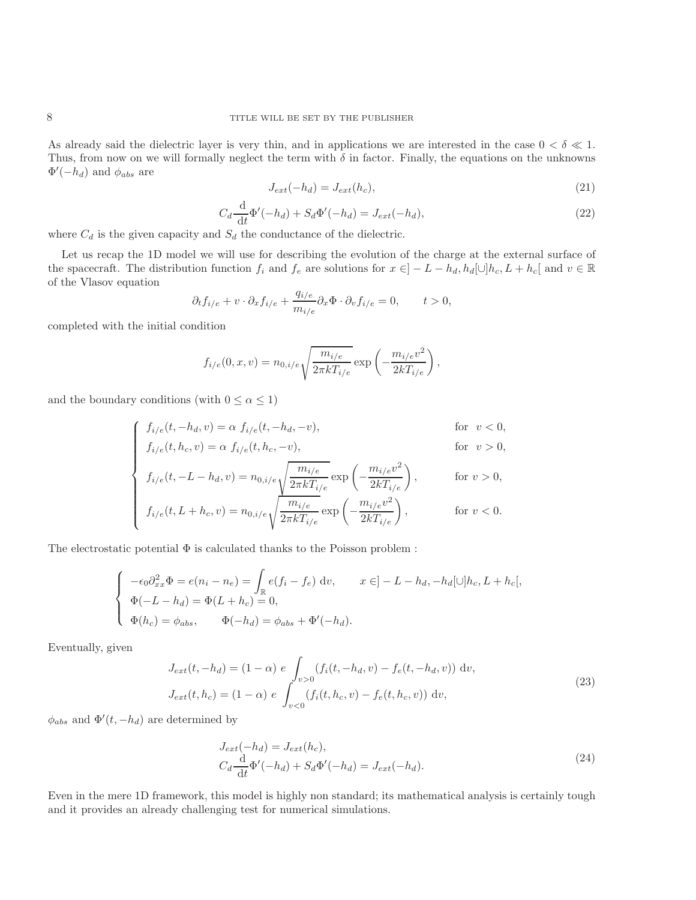As already said the dielectric layer is very thin, and in applications we are interested in the case $0 < \delta \ll 1$. Thus, from now on we will formally neglect the term with $\delta$ in factor. Finally, the equations on the unknowns $\Phi'(-h_d)$ and $\phi_{abs}$ are

$$J_{ext}(-h_d) = J_{ext}(h_c), \tag{21}$$

$$C_d \frac{\mathrm{d}}{\mathrm{d}t}\Phi'(-h_d) + S_d \Phi'(-h_d) = J_{ext}(-h_d), \tag{22}$$

where $C_d$ is the given capacity and $S_d$ the conductance of the dielectric.

Let us recap the 1D model we will use for describing the evolution of the charge at the external surface of the spacecraft. The distribution function $f_i$ and $f_e$ are solutions for $x \in ]-L-h_d, h_d[\cup]h_c, L+h_c[$ and $v \in \mathbb{R}$ of the Vlasov equation

$$\partial_t f_{i/e} + v \cdot \partial_x f_{i/e} + \frac{q_{i/e}}{m_{i/e}} \partial_x \Phi \cdot \partial_v f_{i/e} = 0, \qquad t > 0,$$

completed with the initial condition

$$f_{i/e}(0, x, v) = n_{0,i/e} \sqrt{\frac{m_{i/e}}{2\pi k T_{i/e}}} \exp\left(-\frac{m_{i/e} v^2}{2kT_{i/e}}\right),$$

and the boundary conditions (with $0 \le \alpha \le 1$)

$$\begin{cases} f_{i/e}(t, -h_d, v) = \alpha \ f_{i/e}(t, -h_d, -v), & \text{for } \ v < 0, \\ f_{i/e}(t, h_c, v) = \alpha \ f_{i/e}(t, h_c, -v), & \text{for } \ v > 0, \\ f_{i/e}(t, -L-h_d, v) = n_{0,i/e} \sqrt{\dfrac{m_{i/e}}{2\pi k T_{i/e}}} \exp\left(-\dfrac{m_{i/e} v^2}{2kT_{i/e}}\right), & \text{for } v > 0, \\ f_{i/e}(t, L+h_c, v) = n_{0,i/e} \sqrt{\dfrac{m_{i/e}}{2\pi k T_{i/e}}} \exp\left(-\dfrac{m_{i/e} v^2}{2kT_{i/e}}\right), & \text{for } v < 0. \end{cases}$$

The electrostatic potential $\Phi$ is calculated thanks to the Poisson problem :

$$\begin{cases} -\epsilon_0 \partial^2_{xx} \Phi = e(n_i - n_e) = \displaystyle\int_{\mathbb{R}} e(f_i - f_e) \ \mathrm{d}v, & x \in ]-L-h_d, -h_d[\cup]h_c, L+h_c[, \\ \Phi(-L-h_d) = \Phi(L+h_c) = 0, \\ \Phi(h_c) = \phi_{abs}, \qquad \Phi(-h_d) = \phi_{abs} + \Phi'(-h_d). \end{cases}$$

Eventually, given

$$\begin{aligned} J_{ext}(t, -h_d) &= (1-\alpha) \ e \int_{v>0} (f_i(t, -h_d, v) - f_e(t, -h_d, v)) \ \mathrm{d}v, \\ J_{ext}(t, h_c) &= (1-\alpha) \ e \int_{v<0} (f_i(t, h_c, v) - f_e(t, h_c, v)) \ \mathrm{d}v, \end{aligned} \tag{23}$$

$\phi_{abs}$ and $\Phi'(t, -h_d)$ are determined by

$$\begin{aligned} & J_{ext}(-h_d) = J_{ext}(h_c), \\ & C_d \frac{\mathrm{d}}{\mathrm{d}t}\Phi'(-h_d) + S_d \Phi'(-h_d) = J_{ext}(-h_d). \end{aligned} \tag{24}$$

Even in the mere 1D framework, this model is highly non standard; its mathematical analysis is certainly tough and it provides an already challenging test for numerical simulations.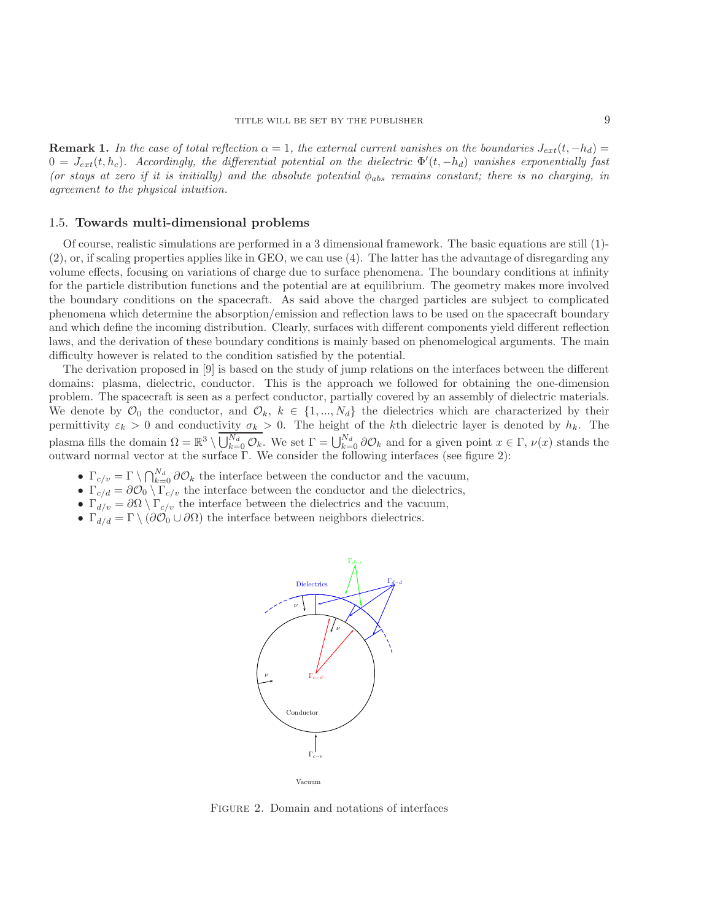**Remark 1.** *In the case of total reflection $\alpha = 1$, the external current vanishes on the boundaries $J_{ext}(t, -h_d) = 0 = J_{ext}(t, h_c)$. Accordingly, the differential potential on the dielectric $\Phi'(t, -h_d)$ vanishes exponentially fast (or stays at zero if it is initially) and the absolute potential $\phi_{abs}$ remains constant; there is no charging, in agreement to the physical intuition.*

### 1.5. **Towards multi-dimensional problems**

Of course, realistic simulations are performed in a 3 dimensional framework. The basic equations are still (1)-(2), or, if scaling properties applies like in GEO, we can use (4). The latter has the advantage of disregarding any volume effects, focusing on variations of charge due to surface phenomena. The boundary conditions at infinity for the particle distribution functions and the potential are at equilibrium. The geometry makes more involved the boundary conditions on the spacecraft. As said above the charged particles are subject to complicated phenomena which determine the absorption/emission and reflection laws to be used on the spacecraft boundary and which define the incoming distribution. Clearly, surfaces with different components yield different reflection laws, and the derivation of these boundary conditions is mainly based on phenomelogical arguments. The main difficulty however is related to the condition satisfied by the potential.

The derivation proposed in [9] is based on the study of jump relations on the interfaces between the different domains: plasma, dielectric, conductor. This is the approach we followed for obtaining the one-dimension problem. The spacecraft is seen as a perfect conductor, partially covered by an assembly of dielectric materials. We denote by $\mathcal{O}_0$ the conductor, and $\mathcal{O}_k$, $k \in \{1, ..., N_d\}$ the dielectrics which are characterized by their permittivity $\varepsilon_k > 0$ and conductivity $\sigma_k > 0$. The height of the $k$th dielectric layer is denoted by $h_k$. The plasma fills the domain $\Omega = \mathbb{R}^3 \setminus \overline{\bigcup_{k=0}^{N_d} \mathcal{O}_k}$. We set $\Gamma = \bigcup_{k=0}^{N_d} \partial \mathcal{O}_k$ and for a given point $x \in \Gamma$, $\nu(x)$ stands the outward normal vector at the surface $\Gamma$. We consider the following interfaces (see figure 2):

- $\Gamma_{c/v} = \Gamma \setminus \bigcap_{k=0}^{N_d} \partial \mathcal{O}_k$ the interface between the conductor and the vacuum,
- $\Gamma_{c/d} = \partial \mathcal{O}_0 \setminus \Gamma_{c/v}$ the interface between the conductor and the dielectrics,
- $\Gamma_{d/v} = \partial \Omega \setminus \Gamma_{c/v}$ the interface between the dielectrics and the vacuum,
- $\Gamma_{d/d} = \Gamma \setminus (\partial \mathcal{O}_0 \cup \partial \Omega)$ the interface between neighbors dielectrics.

Figure 2. Domain and notations of interfaces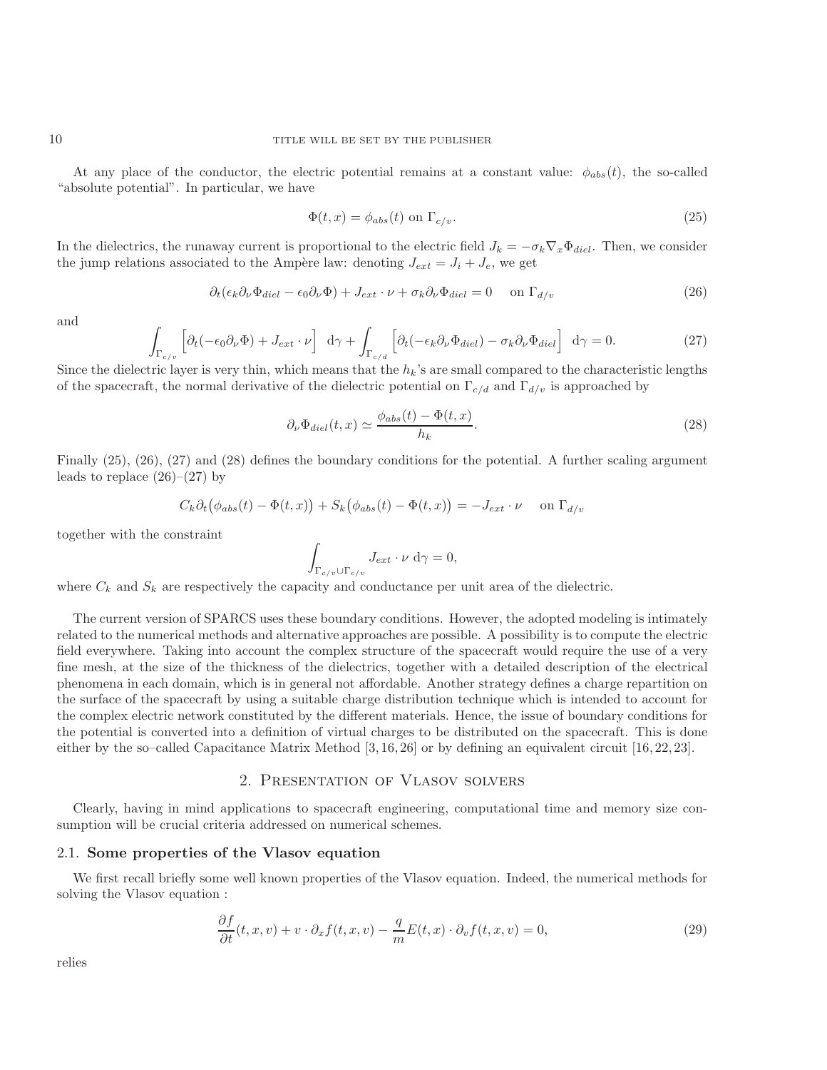At any place of the conductor, the electric potential remains at a constant value: $\phi_{abs}(t)$, the so-called "absolute potential". In particular, we have

$$\Phi(t,x) = \phi_{abs}(t) \text{ on } \Gamma_{c/v}. \tag{25}$$

In the dielectrics, the runaway current is proportional to the electric field $J_k = -\sigma_k \nabla_x \Phi_{diel}$. Then, we consider the jump relations associated to the Ampère law: denoting $J_{ext} = J_i + J_e$, we get

$$\partial_t(\epsilon_k \partial_\nu \Phi_{diel} - \epsilon_0 \partial_\nu \Phi) + J_{ext} \cdot \nu + \sigma_k \partial_\nu \Phi_{diel} = 0 \quad \text{ on } \Gamma_{d/v} \tag{26}$$

and

$$\int_{\Gamma_{c/v}} \Big[ \partial_t(-\epsilon_0 \partial_\nu \Phi) + J_{ext} \cdot \nu \Big] \ \mathrm{d}\gamma + \int_{\Gamma_{c/d}} \Big[ \partial_t(-\epsilon_k \partial_\nu \Phi_{diel}) - \sigma_k \partial_\nu \Phi_{diel} \Big] \ \mathrm{d}\gamma = 0. \tag{27}$$

Since the dielectric layer is very thin, which means that the $h_k$'s are small compared to the characteristic lengths of the spacecraft, the normal derivative of the dielectric potential on $\Gamma_{c/d}$ and $\Gamma_{d/v}$ is approached by

$$\partial_\nu \Phi_{diel}(t,x) \simeq \frac{\phi_{abs}(t) - \Phi(t,x)}{h_k}. \tag{28}$$

Finally (25), (26), (27) and (28) defines the boundary conditions for the potential. A further scaling argument leads to replace (26)–(27) by

$$C_k \partial_t \big(\phi_{abs}(t) - \Phi(t,x)\big) + S_k \big(\phi_{abs}(t) - \Phi(t,x)\big) = -J_{ext} \cdot \nu \quad \text{ on } \Gamma_{d/v}$$

together with the constraint

$$\int_{\Gamma_{c/v} \cup \Gamma_{c/v}} J_{ext} \cdot \nu \ \mathrm{d}\gamma = 0,$$

where $C_k$ and $S_k$ are respectively the capacity and conductance per unit area of the dielectric.

The current version of SPARCS uses these boundary conditions. However, the adopted modeling is intimately related to the numerical methods and alternative approaches are possible. A possibility is to compute the electric field everywhere. Taking into account the complex structure of the spacecraft would require the use of a very fine mesh, at the size of the thickness of the dielectrics, together with a detailed description of the electrical phenomena in each domain, which is in general not affordable. Another strategy defines a charge repartition on the surface of the spacecraft by using a suitable charge distribution technique which is intended to account for the complex electric network constituted by the different materials. Hence, the issue of boundary conditions for the potential is converted into a definition of virtual charges to be distributed on the spacecraft. This is done either by the so–called Capacitance Matrix Method [3, 16, 26] or by defining an equivalent circuit [16, 22, 23].

## 2. Presentation of Vlasov solvers

Clearly, having in mind applications to spacecraft engineering, computational time and memory size consumption will be crucial criteria addressed on numerical schemes.

### 2.1. Some properties of the Vlasov equation

We first recall briefly some well known properties of the Vlasov equation. Indeed, the numerical methods for solving the Vlasov equation :

$$\frac{\partial f}{\partial t}(t,x,v) + v \cdot \partial_x f(t,x,v) - \frac{q}{m} E(t,x) \cdot \partial_v f(t,x,v) = 0, \tag{29}$$

relies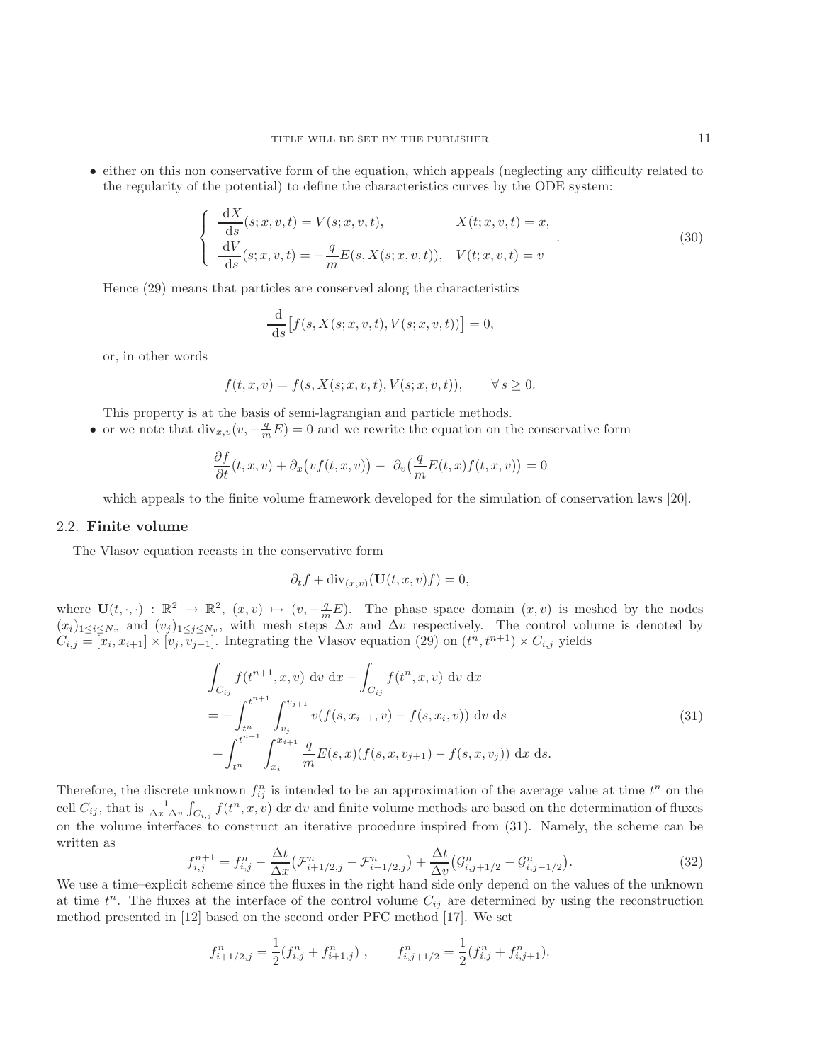- either on this non conservative form of the equation, which appeals (neglecting any difficulty related to the regularity of the potential) to define the characteristics curves by the ODE system:

$$\left\{\begin{array}{ll} \dfrac{\mathrm{d}X}{\mathrm{d}s}(s;x,v,t) = V(s;x,v,t), & X(t;x,v,t) = x, \\ \dfrac{\mathrm{d}V}{\mathrm{d}s}(s;x,v,t) = -\dfrac{q}{m}E(s,X(s;x,v,t)), & V(t;x,v,t) = v \end{array}\right. . \tag{30}$$

Hence (29) means that particles are conserved along the characteristics

$$\frac{\mathrm{d}}{\mathrm{d}s}\big[f(s,X(s;x,v,t),V(s;x,v,t))\big] = 0,$$

or, in other words

$$f(t,x,v) = f(s,X(s;x,v,t),V(s;x,v,t)), \qquad \forall\, s \geq 0.$$

This property is at the basis of semi-lagrangian and particle methods.

- or we note that $\mathrm{div}_{x,v}(v, -\frac{q}{m}E) = 0$ and we rewrite the equation on the conservative form

$$\frac{\partial f}{\partial t}(t,x,v) + \partial_x\big(vf(t,x,v)\big) - \partial_v\big(\frac{q}{m}E(t,x)f(t,x,v)\big) = 0$$

which appeals to the finite volume framework developed for the simulation of conservation laws [20].

### 2.2. Finite volume

The Vlasov equation recasts in the conservative form

$$\partial_t f + \mathrm{div}_{(x,v)}(\mathbf{U}(t,x,v)f) = 0,$$

where $\mathbf{U}(t,\cdot,\cdot) : \mathbb{R}^2 \to \mathbb{R}^2$, $(x,v) \mapsto (v, -\frac{q}{m}E)$. The phase space domain $(x,v)$ is meshed by the nodes $(x_i)_{1\leq i\leq N_x}$ and $(v_j)_{1\leq j\leq N_v}$, with mesh steps $\Delta x$ and $\Delta v$ respectively. The control volume is denoted by $C_{i,j} = [x_i, x_{i+1}] \times [v_j, v_{j+1}]$. Integrating the Vlasov equation (29) on $(t^n, t^{n+1}) \times C_{i,j}$ yields

$$\begin{aligned} &\int_{C_{ij}} f(t^{n+1},x,v)\ \mathrm{d}v\ \mathrm{d}x - \int_{C_{ij}} f(t^n,x,v)\ \mathrm{d}v\ \mathrm{d}x \\ &= -\int_{t^n}^{t^{n+1}}\int_{v_j}^{v_{j+1}} v(f(s,x_{i+1},v) - f(s,x_i,v))\ \mathrm{d}v\ \mathrm{d}s \\ &\quad+ \int_{t^n}^{t^{n+1}}\int_{x_i}^{x_{i+1}} \frac{q}{m}E(s,x)(f(s,x,v_{j+1}) - f(s,x,v_j))\ \mathrm{d}x\ \mathrm{d}s. \end{aligned} \tag{31}$$

Therefore, the discrete unknown $f_{ij}^n$ is intended to be an approximation of the average value at time $t^n$ on the cell $C_{ij}$, that is $\frac{1}{\Delta x\ \Delta v}\int_{C_{i,j}} f(t^n,x,v)\ \mathrm{d}x\ \mathrm{d}v$ and finite volume methods are based on the determination of fluxes on the volume interfaces to construct an iterative procedure inspired from (31). Namely, the scheme can be written as

$$f_{i,j}^{n+1} = f_{i,j}^n - \frac{\Delta t}{\Delta x}\big(\mathcal{F}_{i+1/2,j}^n - \mathcal{F}_{i-1/2,j}^n\big) + \frac{\Delta t}{\Delta v}\big(\mathcal{G}_{i,j+1/2}^n - \mathcal{G}_{i,j-1/2}^n\big). \tag{32}$$

We use a time–explicit scheme since the fluxes in the right hand side only depend on the values of the unknown at time $t^n$. The fluxes at the interface of the control volume $C_{ij}$ are determined by using the reconstruction method presented in [12] based on the second order PFC method [17]. We set

$$f_{i+1/2,j}^n = \frac{1}{2}(f_{i,j}^n + f_{i+1,j}^n)\ , \qquad f_{i,j+1/2}^n = \frac{1}{2}(f_{i,j}^n + f_{i,j+1}^n).$$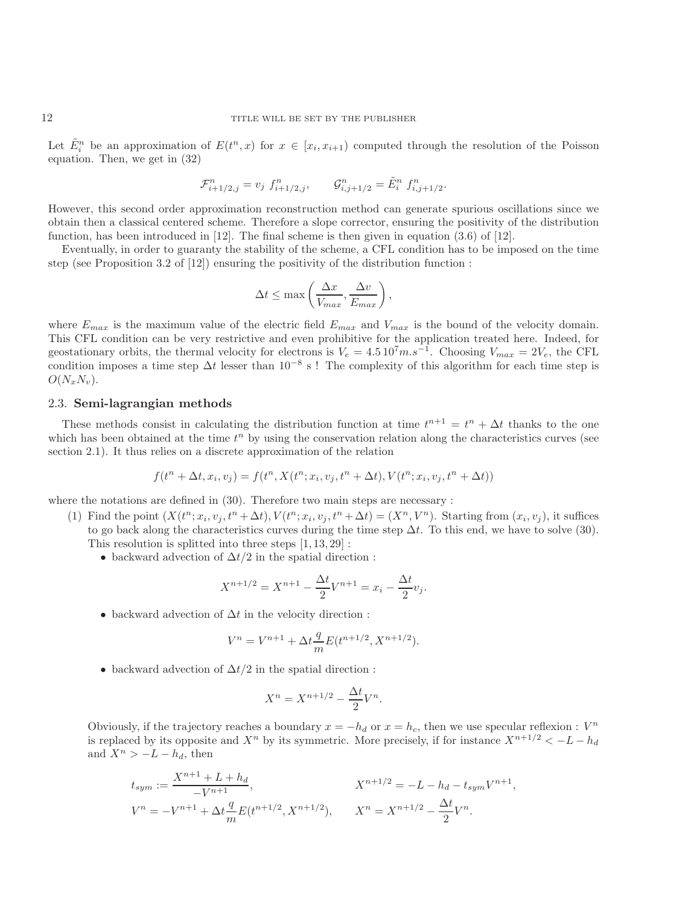Let $\tilde{E}_i^n$ be an approximation of $E(t^n, x)$ for $x \in [x_i, x_{i+1})$ computed through the resolution of the Poisson equation. Then, we get in (32)

$$\mathcal{F}^n_{i+1/2,j} = v_j \; f^n_{i+1/2,j}, \qquad \mathcal{G}^n_{i,j+1/2} = \tilde{E}^n_i \; f^n_{i,j+1/2}.$$

However, this second order approximation reconstruction method can generate spurious oscillations since we obtain then a classical centered scheme. Therefore a slope corrector, ensuring the positivity of the distribution function, has been introduced in [12]. The final scheme is then given in equation (3.6) of [12].

Eventually, in order to guaranty the stability of the scheme, a CFL condition has to be imposed on the time step (see Proposition 3.2 of [12]) ensuring the positivity of the distribution function :

$$\Delta t \leq \max\left(\frac{\Delta x}{V_{max}}, \frac{\Delta v}{E_{max}}\right),$$

where $E_{max}$ is the maximum value of the electric field $E_{max}$ and $V_{max}$ is the bound of the velocity domain. This CFL condition can be very restrictive and even prohibitive for the application treated here. Indeed, for geostationary orbits, the thermal velocity for electrons is $V_e = 4.5\,10^7 m.s^{-1}$. Choosing $V_{max} = 2V_e$, the CFL condition imposes a time step $\Delta t$ lesser than $10^{-8}$ s ! The complexity of this algorithm for each time step is $O(N_x N_v)$.

### 2.3. **Semi-lagrangian methods**

These methods consist in calculating the distribution function at time $t^{n+1} = t^n + \Delta t$ thanks to the one which has been obtained at the time $t^n$ by using the conservation relation along the characteristics curves (see section 2.1). It thus relies on a discrete approximation of the relation

$$f(t^n + \Delta t, x_i, v_j) = f(t^n, X(t^n; x_i, v_j, t^n + \Delta t), V(t^n; x_i, v_j, t^n + \Delta t))$$

where the notations are defined in (30). Therefore two main steps are necessary :

(1) Find the point $(X(t^n; x_i, v_j, t^n + \Delta t), V(t^n; x_i, v_j, t^n + \Delta t) = (X^n, V^n)$. Starting from $(x_i, v_j)$, it suffices to go back along the characteristics curves during the time step $\Delta t$. To this end, we have to solve (30). This resolution is splitted into three steps [1, 13, 29] :

- backward advection of $\Delta t/2$ in the spatial direction :

$$X^{n+1/2} = X^{n+1} - \frac{\Delta t}{2} V^{n+1} = x_i - \frac{\Delta t}{2} v_j.$$

- backward advection of $\Delta t$ in the velocity direction :

$$V^n = V^{n+1} + \Delta t \frac{q}{m} E(t^{n+1/2}, X^{n+1/2}).$$

- backward advection of $\Delta t/2$ in the spatial direction :

$$X^n = X^{n+1/2} - \frac{\Delta t}{2} V^n.$$

Obviously, if the trajectory reaches a boundary $x = -h_d$ or $x = h_c$, then we use specular reflexion : $V^n$ is replaced by its opposite and $X^n$ by its symmetric. More precisely, if for instance $X^{n+1/2} < -L - h_d$ and $X^n > -L - h_d$, then

$$t_{sym} := \frac{X^{n+1} + L + h_d}{-V^{n+1}}, \qquad X^{n+1/2} = -L - h_d - t_{sym} V^{n+1},$$

$$V^n = -V^{n+1} + \Delta t \frac{q}{m} E(t^{n+1/2}, X^{n+1/2}), \qquad X^n = X^{n+1/2} - \frac{\Delta t}{2} V^n.$$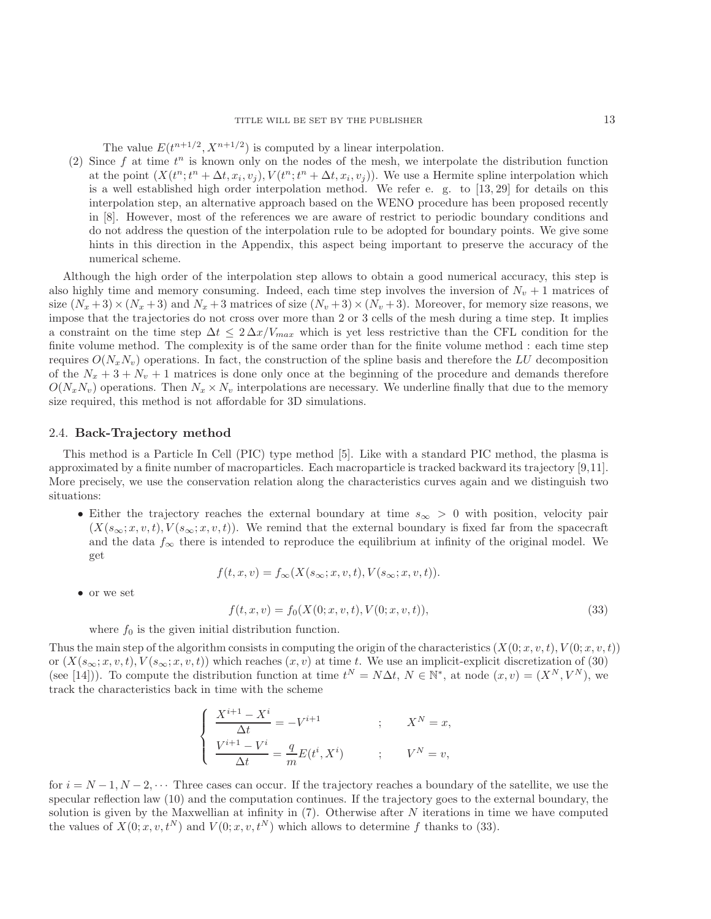The value $E(t^{n+1/2}, X^{n+1/2})$ is computed by a linear interpolation.

(2) Since $f$ at time $t^n$ is known only on the nodes of the mesh, we interpolate the distribution function at the point $(X(t^n; t^n + \Delta t, x_i, v_j), V(t^n; t^n + \Delta t, x_i, v_j))$. We use a Hermite spline interpolation which is a well established high order interpolation method. We refer e. g. to [13, 29] for details on this interpolation step, an alternative approach based on the WENO procedure has been proposed recently in [8]. However, most of the references we are aware of restrict to periodic boundary conditions and do not address the question of the interpolation rule to be adopted for boundary points. We give some hints in this direction in the Appendix, this aspect being important to preserve the accuracy of the numerical scheme.

Although the high order of the interpolation step allows to obtain a good numerical accuracy, this step is also highly time and memory consuming. Indeed, each time step involves the inversion of $N_v + 1$ matrices of size $(N_x + 3) \times (N_x + 3)$ and $N_x + 3$ matrices of size $(N_v + 3) \times (N_v + 3)$. Moreover, for memory size reasons, we impose that the trajectories do not cross over more than 2 or 3 cells of the mesh during a time step. It implies a constraint on the time step $\Delta t \leq 2\,\Delta x / V_{max}$ which is yet less restrictive than the CFL condition for the finite volume method. The complexity is of the same order than for the finite volume method : each time step requires $O(N_x N_v)$ operations. In fact, the construction of the spline basis and therefore the $LU$ decomposition of the $N_x + 3 + N_v + 1$ matrices is done only once at the beginning of the procedure and demands therefore $O(N_x N_v)$ operations. Then $N_x \times N_v$ interpolations are necessary. We underline finally that due to the memory size required, this method is not affordable for 3D simulations.

### 2.4. **Back-Trajectory method**

This method is a Particle In Cell (PIC) type method [5]. Like with a standard PIC method, the plasma is approximated by a finite number of macroparticles. Each macroparticle is tracked backward its trajectory [9,11]. More precisely, we use the conservation relation along the characteristics curves again and we distinguish two situations:

- Either the trajectory reaches the external boundary at time $s_\infty > 0$ with position, velocity pair $(X(s_\infty; x, v, t), V(s_\infty; x, v, t))$. We remind that the external boundary is fixed far from the spacecraft and the data $f_\infty$ there is intended to reproduce the equilibrium at infinity of the original model. We get

$$f(t, x, v) = f_\infty(X(s_\infty; x, v, t), V(s_\infty; x, v, t)).$$

- or we set

$$f(t, x, v) = f_0(X(0; x, v, t), V(0; x, v, t)), \tag{33}$$

  where $f_0$ is the given initial distribution function.

Thus the main step of the algorithm consists in computing the origin of the characteristics $(X(0; x, v, t), V(0; x, v, t))$ or $(X(s_\infty; x, v, t), V(s_\infty; x, v, t))$ which reaches $(x, v)$ at time $t$. We use an implicit-explicit discretization of (30) (see [14])). To compute the distribution function at time $t^N = N\Delta t$, $N \in \mathbb{N}^*$, at node $(x, v) = (X^N, V^N)$, we track the characteristics back in time with the scheme

$$\begin{cases} \dfrac{X^{i+1} - X^i}{\Delta t} = -V^{i+1} & ; \qquad X^N = x, \\[2ex] \dfrac{V^{i+1} - V^i}{\Delta t} = \dfrac{q}{m} E(t^i, X^i) & ; \qquad V^N = v, \end{cases}$$

for $i = N-1, N-2, \cdots$ Three cases can occur. If the trajectory reaches a boundary of the satellite, we use the specular reflection law (10) and the computation continues. If the trajectory goes to the external boundary, the solution is given by the Maxwellian at infinity in (7). Otherwise after $N$ iterations in time we have computed the values of $X(0; x, v, t^N)$ and $V(0; x, v, t^N)$ which allows to determine $f$ thanks to (33).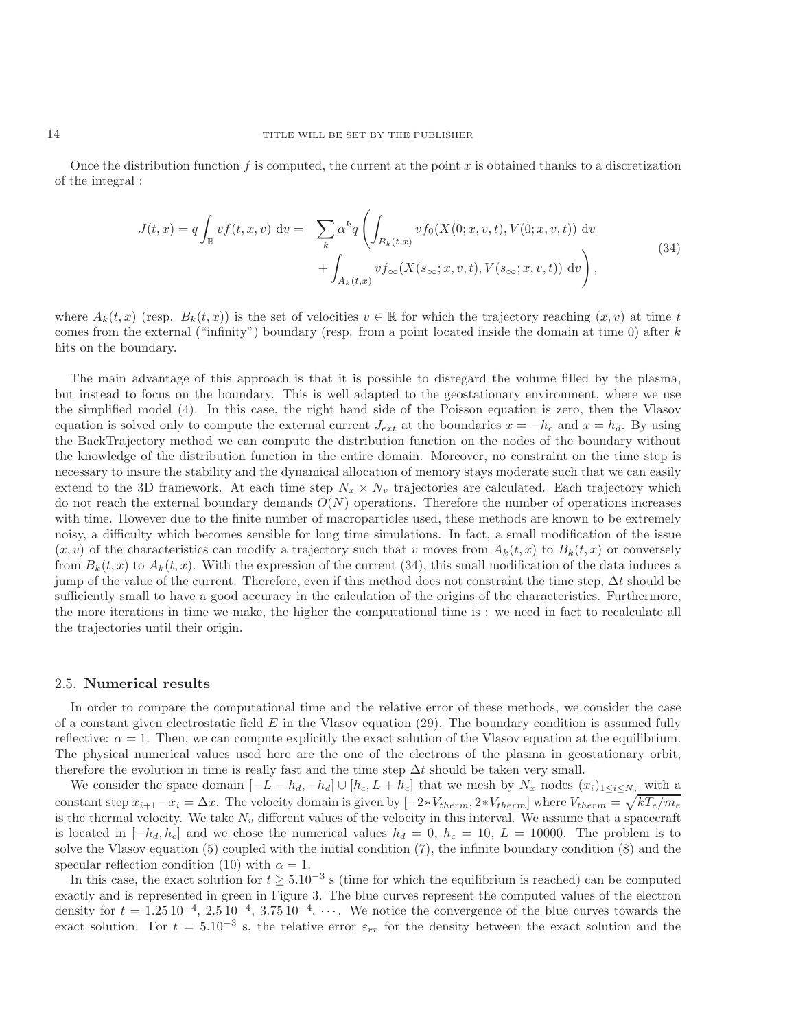Once the distribution function $f$ is computed, the current at the point $x$ is obtained thanks to a discretization of the integral :

$$
\begin{aligned}
J(t,x) = q\int_{\mathbb{R}} vf(t,x,v)\ \mathrm{d}v = \quad & \sum_k \alpha^k q \left( \int_{B_k(t,x)} vf_0(X(0;x,v,t),V(0;x,v,t))\ \mathrm{d}v \right. \\
& \left. + \int_{A_k(t,x)} vf_\infty(X(s_\infty;x,v,t),V(s_\infty;x,v,t))\ \mathrm{d}v \right),
\end{aligned}
\tag{34}
$$

where $A_k(t,x)$ (resp. $B_k(t,x)$) is the set of velocities $v \in \mathbb{R}$ for which the trajectory reaching $(x,v)$ at time $t$ comes from the external ("infinity") boundary (resp. from a point located inside the domain at time 0) after $k$ hits on the boundary.

The main advantage of this approach is that it is possible to disregard the volume filled by the plasma, but instead to focus on the boundary. This is well adapted to the geostationary environment, where we use the simplified model (4). In this case, the right hand side of the Poisson equation is zero, then the Vlasov equation is solved only to compute the external current $J_{ext}$ at the boundaries $x = -h_c$ and $x = h_d$. By using the BackTrajectory method we can compute the distribution function on the nodes of the boundary without the knowledge of the distribution function in the entire domain. Moreover, no constraint on the time step is necessary to insure the stability and the dynamical allocation of memory stays moderate such that we can easily extend to the 3D framework. At each time step $N_x \times N_v$ trajectories are calculated. Each trajectory which do not reach the external boundary demands $O(N)$ operations. Therefore the number of operations increases with time. However due to the finite number of macroparticles used, these methods are known to be extremely noisy, a difficulty which becomes sensible for long time simulations. In fact, a small modification of the issue $(x,v)$ of the characteristics can modify a trajectory such that $v$ moves from $A_k(t,x)$ to $B_k(t,x)$ or conversely from $B_k(t,x)$ to $A_k(t,x)$. With the expression of the current (34), this small modification of the data induces a jump of the value of the current. Therefore, even if this method does not constraint the time step, $\Delta t$ should be sufficiently small to have a good accuracy in the calculation of the origins of the characteristics. Furthermore, the more iterations in time we make, the higher the computational time is : we need in fact to recalculate all the trajectories until their origin.

### 2.5. **Numerical results**

In order to compare the computational time and the relative error of these methods, we consider the case of a constant given electrostatic field $E$ in the Vlasov equation (29). The boundary condition is assumed fully reflective: $\alpha = 1$. Then, we can compute explicitly the exact solution of the Vlasov equation at the equilibrium. The physical numerical values used here are the one of the electrons of the plasma in geostationary orbit, therefore the evolution in time is really fast and the time step $\Delta t$ should be taken very small.

We consider the space domain $[-L - h_d, -h_d] \cup [h_c, L + h_c]$ that we mesh by $N_x$ nodes $(x_i)_{1 \le i \le N_x}$ with a constant step $x_{i+1} - x_i = \Delta x$. The velocity domain is given by $[-2 * V_{therm}, 2 * V_{therm}]$ where $V_{therm} = \sqrt{kT_e/m_e}$ is the thermal velocity. We take $N_v$ different values of the velocity in this interval. We assume that a spacecraft is located in $[-h_d, h_c]$ and we chose the numerical values $h_d = 0$, $h_c = 10$, $L = 10000$. The problem is to solve the Vlasov equation (5) coupled with the initial condition (7), the infinite boundary condition (8) and the specular reflection condition (10) with $\alpha = 1$.

In this case, the exact solution for $t \ge 5.10^{-3}$ s (time for which the equilibrium is reached) can be computed exactly and is represented in green in Figure 3. The blue curves represent the computed values of the electron density for $t = 1.25\,10^{-4}$, $2.5\,10^{-4}$, $3.75\,10^{-4}$, $\cdots$. We notice the convergence of the blue curves towards the exact solution. For $t = 5.10^{-3}$ s, the relative error $\varepsilon_{rr}$ for the density between the exact solution and the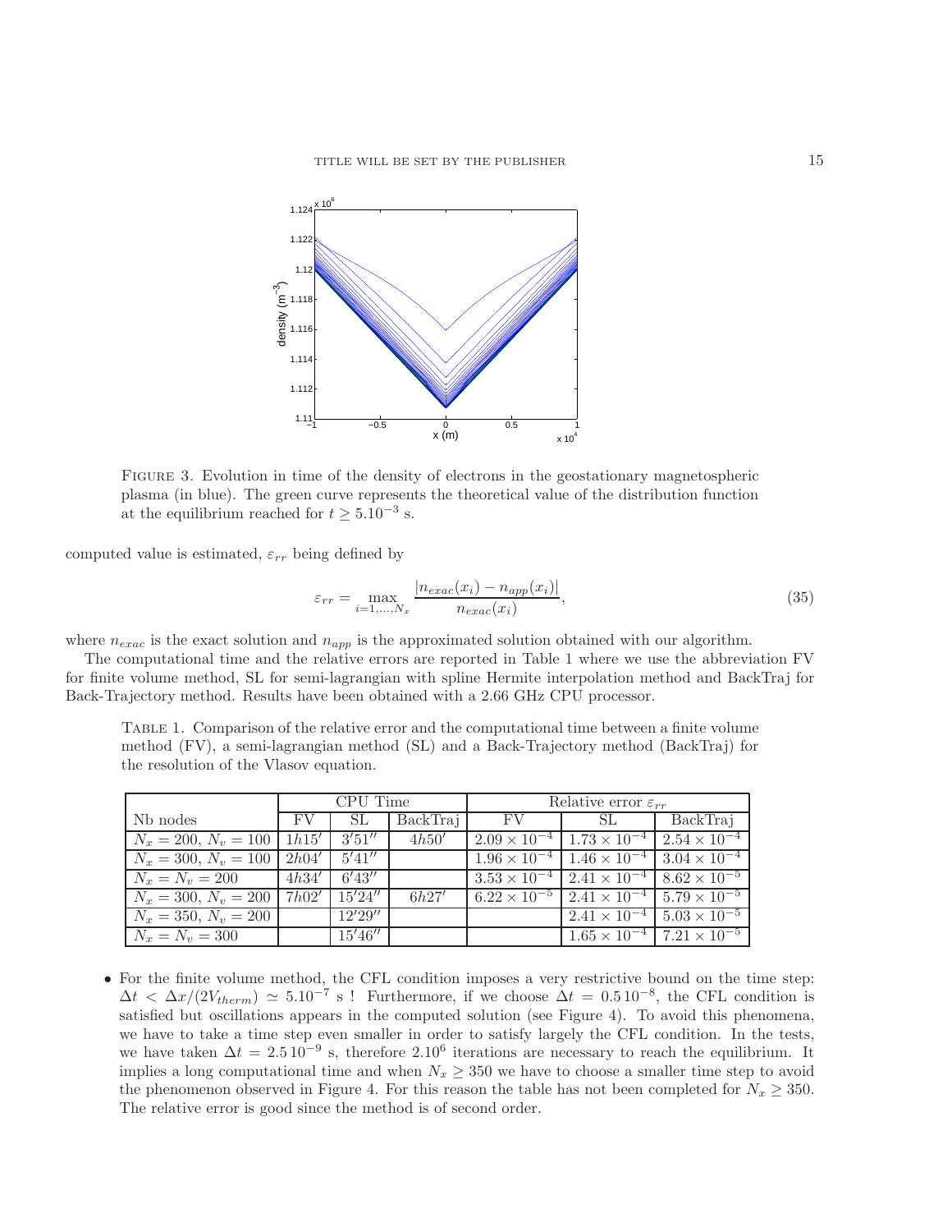FIGURE 3. Evolution in time of the density of electrons in the geostationary magnetospheric plasma (in blue). The green curve represents the theoretical value of the distribution function at the equilibrium reached for $t \geq 5.10^{-3}$ s.

computed value is estimated, $\varepsilon_{rr}$ being defined by

$$\varepsilon_{rr} = \max_{i=1,\ldots,N_x} \frac{|n_{exac}(x_i) - n_{app}(x_i)|}{n_{exac}(x_i)}, \tag{35}$$

where $n_{exac}$ is the exact solution and $n_{app}$ is the approximated solution obtained with our algorithm.

The computational time and the relative errors are reported in Table 1 where we use the abbreviation FV for finite volume method, SL for semi-lagrangian with spline Hermite interpolation method and BackTraj for Back-Trajectory method. Results have been obtained with a 2.66 GHz CPU processor.

TABLE 1. Comparison of the relative error and the computational time between a finite volume method (FV), a semi-lagrangian method (SL) and a Back-Trajectory method (BackTraj) for the resolution of the Vlasov equation.

| | CPU Time | | | Relative error $\varepsilon_{rr}$ | | |
|---|---|---|---|---|---|---|
| Nb nodes | FV | SL | BackTraj | FV | SL | BackTraj |
| $N_x = 200,\ N_v = 100$ | $1h15'$ | $3'51''$ | $4h50'$ | $2.09 \times 10^{-4}$ | $1.73 \times 10^{-4}$ | $2.54 \times 10^{-4}$ |
| $N_x = 300,\ N_v = 100$ | $2h04'$ | $5'41''$ | | $1.96 \times 10^{-4}$ | $1.46 \times 10^{-4}$ | $3.04 \times 10^{-4}$ |
| $N_x = N_v = 200$ | $4h34'$ | $6'43''$ | | $3.53 \times 10^{-4}$ | $2.41 \times 10^{-4}$ | $8.62 \times 10^{-5}$ |
| $N_x = 300,\ N_v = 200$ | $7h02'$ | $15'24''$ | $6h27'$ | $6.22 \times 10^{-5}$ | $2.41 \times 10^{-4}$ | $5.79 \times 10^{-5}$ |
| $N_x = 350,\ N_v = 200$ | | $12'29''$ | | | $2.41 \times 10^{-4}$ | $5.03 \times 10^{-5}$ |
| $N_x = N_v = 300$ | | $15'46''$ | | | $1.65 \times 10^{-4}$ | $7.21 \times 10^{-5}$ |

- For the finite volume method, the CFL condition imposes a very restrictive bound on the time step: $\Delta t < \Delta x/(2V_{therm}) \simeq 5.10^{-7}$ s ! Furthermore, if we choose $\Delta t = 0.5\,10^{-8}$, the CFL condition is satisfied but oscillations appears in the computed solution (see Figure 4). To avoid this phenomena, we have to take a time step even smaller in order to satisfy largely the CFL condition. In the tests, we have taken $\Delta t = 2.5\,10^{-9}$ s, therefore $2.10^6$ iterations are necessary to reach the equilibrium. It implies a long computational time and when $N_x \geq 350$ we have to choose a smaller time step to avoid the phenomenon observed in Figure 4. For this reason the table has not been completed for $N_x \geq 350$. The relative error is good since the method is of second order.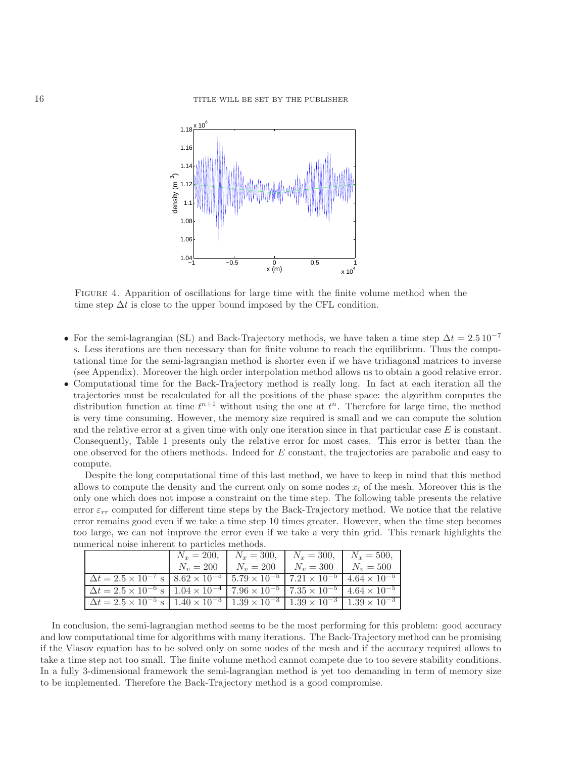Figure 4. Apparition of oscillations for large time with the finite volume method when the time step $\Delta t$ is close to the upper bound imposed by the CFL condition.

- For the semi-lagrangian (SL) and Back-Trajectory methods, we have taken a time step $\Delta t = 2.5\,10^{-7}$ s. Less iterations are then necessary than for finite volume to reach the equilibrium. Thus the computational time for the semi-lagrangian method is shorter even if we have tridiagonal matrices to inverse (see Appendix). Moreover the high order interpolation method allows us to obtain a good relative error.
- Computational time for the Back-Trajectory method is really long. In fact at each iteration all the trajectories must be recalculated for all the positions of the phase space: the algorithm computes the distribution function at time $t^{n+1}$ without using the one at $t^n$. Therefore for large time, the method is very time consuming. However, the memory size required is small and we can compute the solution and the relative error at a given time with only one iteration since in that particular case $E$ is constant. Consequently, Table 1 presents only the relative error for most cases. This error is better than the one observed for the others methods. Indeed for $E$ constant, the trajectories are parabolic and easy to compute.

  Despite the long computational time of this last method, we have to keep in mind that this method allows to compute the density and the current only on some nodes $x_i$ of the mesh. Moreover this is the only one which does not impose a constraint on the time step. The following table presents the relative error $\varepsilon_{rr}$ computed for different time steps by the Back-Trajectory method. We notice that the relative error remains good even if we take a time step 10 times greater. However, when the time step becomes too large, we can not improve the error even if we take a very thin grid. This remark highlights the numerical noise inherent to particles methods.

| | $N_x = 200$, $N_v = 200$ | $N_x = 300$, $N_v = 200$ | $N_x = 300$, $N_v = 300$ | $N_x = 500$, $N_v = 500$ |
|---|---|---|---|---|
| $\Delta t = 2.5 \times 10^{-7}$ s | $8.62 \times 10^{-5}$ | $5.79 \times 10^{-5}$ | $7.21 \times 10^{-5}$ | $4.64 \times 10^{-5}$ |
| $\Delta t = 2.5 \times 10^{-6}$ s | $1.04 \times 10^{-4}$ | $7.96 \times 10^{-5}$ | $7.35 \times 10^{-5}$ | $4.64 \times 10^{-5}$ |
| $\Delta t = 2.5 \times 10^{-5}$ s | $1.40 \times 10^{-3}$ | $1.39 \times 10^{-3}$ | $1.39 \times 10^{-3}$ | $1.39 \times 10^{-3}$ |

In conclusion, the semi-lagrangian method seems to be the most performing for this problem: good accuracy and low computational time for algorithms with many iterations. The Back-Trajectory method can be promising if the Vlasov equation has to be solved only on some nodes of the mesh and if the accuracy required allows to take a time step not too small. The finite volume method cannot compete due to too severe stability conditions. In a fully 3-dimensional framework the semi-lagrangian method is yet too demanding in term of memory size to be implemented. Therefore the Back-Trajectory method is a good compromise.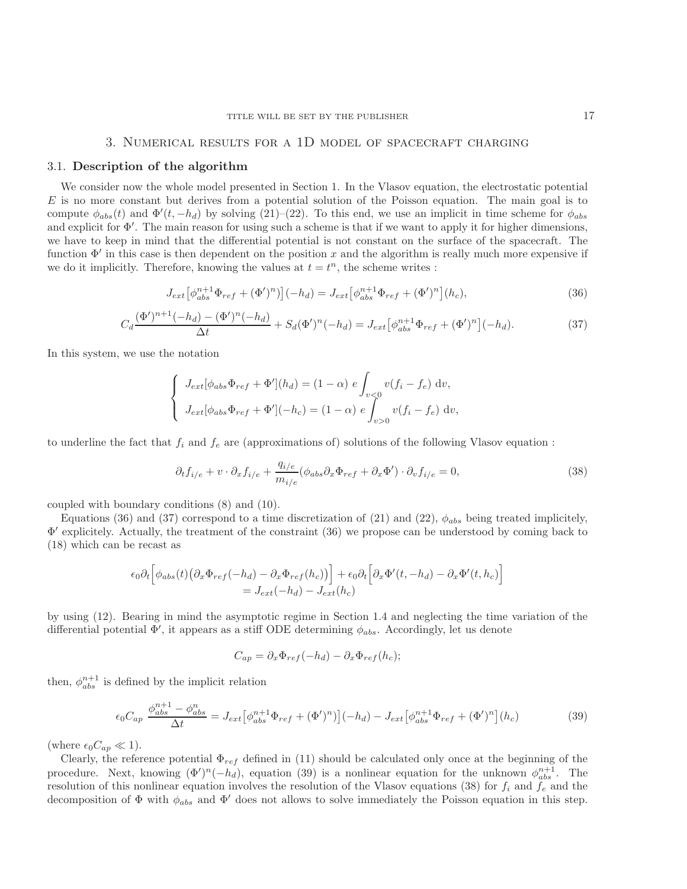## 3. Numerical results for a 1D model of spacecraft charging

### 3.1. Description of the algorithm

We consider now the whole model presented in Section 1. In the Vlasov equation, the electrostatic potential $E$ is no more constant but derives from a potential solution of the Poisson equation. The main goal is to compute $\phi_{abs}(t)$ and $\Phi'(t, -h_d)$ by solving (21)–(22). To this end, we use an implicit in time scheme for $\phi_{abs}$ and explicit for $\Phi'$. The main reason for using such a scheme is that if we want to apply it for higher dimensions, we have to keep in mind that the differential potential is not constant on the surface of the spacecraft. The function $\Phi'$ in this case is then dependent on the position $x$ and the algorithm is really much more expensive if we do it implicitly. Therefore, knowing the values at $t = t^n$, the scheme writes :

$$J_{ext}\big[\phi_{abs}^{n+1}\Phi_{ref} + (\Phi')^n\big](-h_d) = J_{ext}\big[\phi_{abs}^{n+1}\Phi_{ref} + (\Phi')^n\big](h_c), \tag{36}$$

$$C_d\frac{(\Phi')^{n+1}(-h_d) - (\Phi')^n(-h_d)}{\Delta t} + S_d(\Phi')^n(-h_d) = J_{ext}\big[\phi_{abs}^{n+1}\Phi_{ref} + (\Phi')^n\big](-h_d). \tag{37}$$

In this system, we use the notation

$$\begin{cases} J_{ext}[\phi_{abs}\Phi_{ref} + \Phi'](h_d) = (1-\alpha)\ e\displaystyle\int_{v<0} v(f_i - f_e)\ \mathrm{d}v, \\ J_{ext}[\phi_{abs}\Phi_{ref} + \Phi'](-h_c) = (1-\alpha)\ e\displaystyle\int_{v>0} v(f_i - f_e)\ \mathrm{d}v, \end{cases}$$

to underline the fact that $f_i$ and $f_e$ are (approximations of) solutions of the following Vlasov equation :

$$\partial_t f_{i/e} + v \cdot \partial_x f_{i/e} + \frac{q_{i/e}}{m_{i/e}}(\phi_{abs}\partial_x\Phi_{ref} + \partial_x\Phi') \cdot \partial_v f_{i/e} = 0, \tag{38}$$

coupled with boundary conditions (8) and (10).

Equations (36) and (37) correspond to a time discretization of (21) and (22), $\phi_{abs}$ being treated implicitely, $\Phi'$ explicitely. Actually, the treatment of the constraint (36) we propose can be understood by coming back to (18) which can be recast as

$$\begin{aligned}\epsilon_0\partial_t\Big[\phi_{abs}(t)\big(\partial_x\Phi_{ref}(-h_d) - \partial_x\Phi_{ref}(h_c)\big)\Big] + \epsilon_0\partial_t\Big[\partial_x\Phi'(t,-h_d) - \partial_x\Phi'(t,h_c)\Big] \\ = J_{ext}(-h_d) - J_{ext}(h_c)\end{aligned}$$

by using (12). Bearing in mind the asymptotic regime in Section 1.4 and neglecting the time variation of the differential potential $\Phi'$, it appears as a stiff ODE determining $\phi_{abs}$. Accordingly, let us denote

$$C_{ap} = \partial_x\Phi_{ref}(-h_d) - \partial_x\Phi_{ref}(h_c);$$

then, $\phi_{abs}^{n+1}$ is defined by the implicit relation

$$\epsilon_0 C_{ap}\ \frac{\phi_{abs}^{n+1} - \phi_{abs}^n}{\Delta t} = J_{ext}\big[\phi_{abs}^{n+1}\Phi_{ref} + (\Phi')^n\big](-h_d) - J_{ext}\big[\phi_{abs}^{n+1}\Phi_{ref} + (\Phi')^n\big](h_c) \tag{39}$$

(where $\epsilon_0 C_{ap} \ll 1$).

Clearly, the reference potential $\Phi_{ref}$ defined in (11) should be calculated only once at the beginning of the procedure. Next, knowing $(\Phi')^n(-h_d)$, equation (39) is a nonlinear equation for the unknown $\phi_{abs}^{n+1}$. The resolution of this nonlinear equation involves the resolution of the Vlasov equations (38) for $f_i$ and $f_e$ and the decomposition of $\Phi$ with $\phi_{abs}$ and $\Phi'$ does not allows to solve immediately the Poisson equation in this step.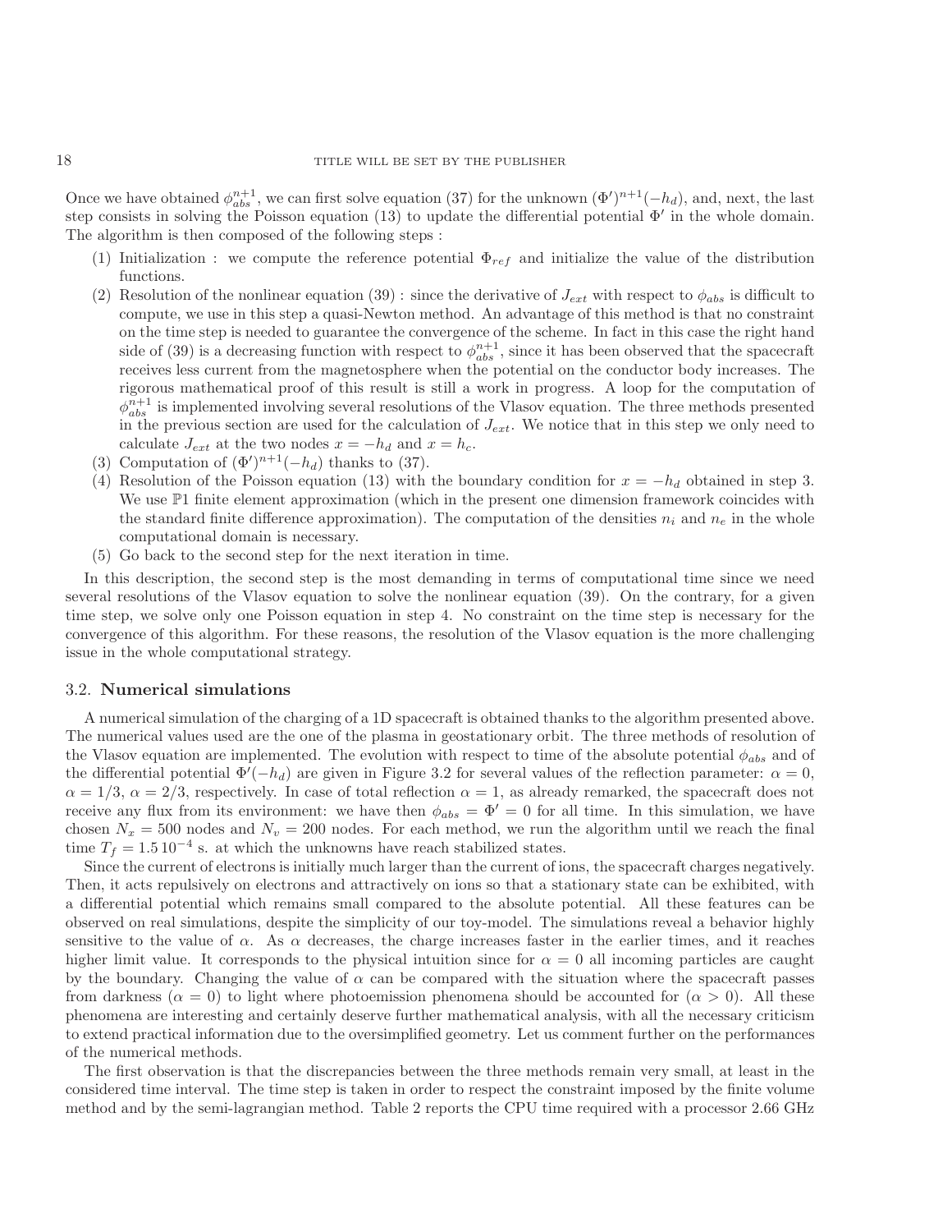Once we have obtained $\phi_{abs}^{n+1}$, we can first solve equation (37) for the unknown $(\Phi')^{n+1}(-h_d)$, and, next, the last step consists in solving the Poisson equation (13) to update the differential potential $\Phi'$ in the whole domain. The algorithm is then composed of the following steps :

1. Initialization : we compute the reference potential $\Phi_{ref}$ and initialize the value of the distribution functions.
2. Resolution of the nonlinear equation (39) : since the derivative of $J_{ext}$ with respect to $\phi_{abs}$ is difficult to compute, we use in this step a quasi-Newton method. An advantage of this method is that no constraint on the time step is needed to guarantee the convergence of the scheme. In fact in this case the right hand side of (39) is a decreasing function with respect to $\phi_{abs}^{n+1}$, since it has been observed that the spacecraft receives less current from the magnetosphere when the potential on the conductor body increases. The rigorous mathematical proof of this result is still a work in progress. A loop for the computation of $\phi_{abs}^{n+1}$ is implemented involving several resolutions of the Vlasov equation. The three methods presented in the previous section are used for the calculation of $J_{ext}$. We notice that in this step we only need to calculate $J_{ext}$ at the two nodes $x = -h_d$ and $x = h_c$.
3. Computation of $(\Phi')^{n+1}(-h_d)$ thanks to (37).
4. Resolution of the Poisson equation (13) with the boundary condition for $x = -h_d$ obtained in step 3. We use $\mathbb{P}1$ finite element approximation (which in the present one dimension framework coincides with the standard finite difference approximation). The computation of the densities $n_i$ and $n_e$ in the whole computational domain is necessary.
5. Go back to the second step for the next iteration in time.

In this description, the second step is the most demanding in terms of computational time since we need several resolutions of the Vlasov equation to solve the nonlinear equation (39). On the contrary, for a given time step, we solve only one Poisson equation in step 4. No constraint on the time step is necessary for the convergence of this algorithm. For these reasons, the resolution of the Vlasov equation is the more challenging issue in the whole computational strategy.

### 3.2. **Numerical simulations**

A numerical simulation of the charging of a 1D spacecraft is obtained thanks to the algorithm presented above. The numerical values used are the one of the plasma in geostationary orbit. The three methods of resolution of the Vlasov equation are implemented. The evolution with respect to time of the absolute potential $\phi_{abs}$ and of the differential potential $\Phi'(-h_d)$ are given in Figure 3.2 for several values of the reflection parameter: $\alpha = 0$, $\alpha = 1/3$, $\alpha = 2/3$, respectively. In case of total reflection $\alpha = 1$, as already remarked, the spacecraft does not receive any flux from its environment: we have then $\phi_{abs} = \Phi' = 0$ for all time. In this simulation, we have chosen $N_x = 500$ nodes and $N_v = 200$ nodes. For each method, we run the algorithm until we reach the final time $T_f = 1.5\,10^{-4}$ s. at which the unknowns have reach stabilized states.

Since the current of electrons is initially much larger than the current of ions, the spacecraft charges negatively. Then, it acts repulsively on electrons and attractively on ions so that a stationary state can be exhibited, with a differential potential which remains small compared to the absolute potential. All these features can be observed on real simulations, despite the simplicity of our toy-model. The simulations reveal a behavior highly sensitive to the value of $\alpha$. As $\alpha$ decreases, the charge increases faster in the earlier times, and it reaches higher limit value. It corresponds to the physical intuition since for $\alpha = 0$ all incoming particles are caught by the boundary. Changing the value of $\alpha$ can be compared with the situation where the spacecraft passes from darkness ($\alpha = 0$) to light where photoemission phenomena should be accounted for ($\alpha > 0$). All these phenomena are interesting and certainly deserve further mathematical analysis, with all the necessary criticism to extend practical information due to the oversimplified geometry. Let us comment further on the performances of the numerical methods.

The first observation is that the discrepancies between the three methods remain very small, at least in the considered time interval. The time step is taken in order to respect the constraint imposed by the finite volume method and by the semi-lagrangian method. Table 2 reports the CPU time required with a processor 2.66 GHz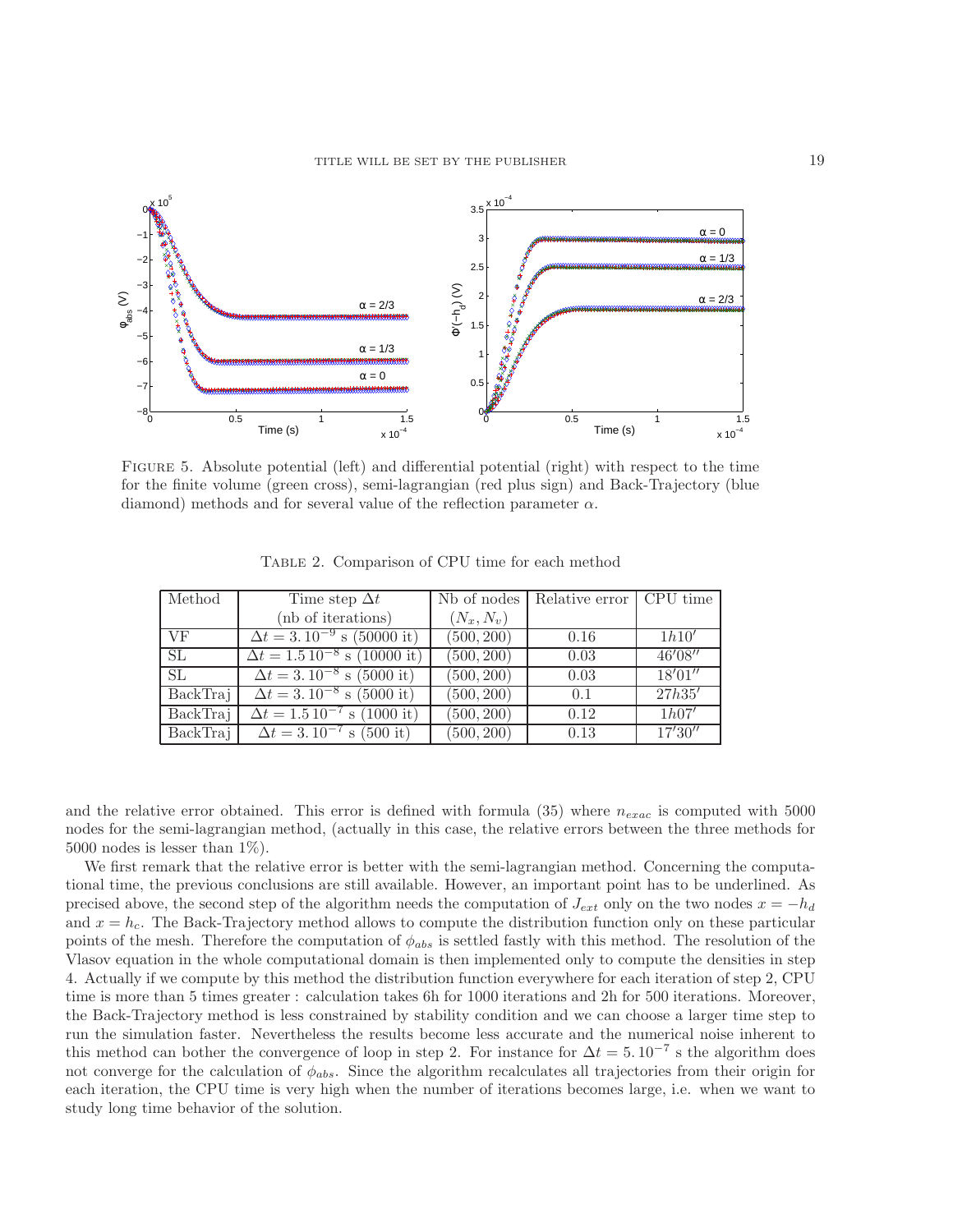Figure 5. Absolute potential (left) and differential potential (right) with respect to the time for the finite volume (green cross), semi-lagrangian (red plus sign) and Back-Trajectory (blue diamond) methods and for several value of the reflection parameter $\alpha$.

Table 2. Comparison of CPU time for each method

| Method | Time step $\Delta t$ (nb of iterations) | Nb of nodes $(N_x, N_v)$ | Relative error | CPU time |
|---|---|---|---|---|
| VF | $\Delta t = 3.\,10^{-9}$ s (50000 it) | $(500, 200)$ | 0.16 | $1h10'$ |
| SL | $\Delta t = 1.5\,10^{-8}$ s (10000 it) | $(500, 200)$ | 0.03 | $46'08''$ |
| SL | $\Delta t = 3.\,10^{-8}$ s (5000 it) | $(500, 200)$ | 0.03 | $18'01''$ |
| BackTraj | $\Delta t = 3.\,10^{-8}$ s (5000 it) | $(500, 200)$ | 0.1 | $27h35'$ |
| BackTraj | $\Delta t = 1.5\,10^{-7}$ s (1000 it) | $(500, 200)$ | 0.12 | $1h07'$ |
| BackTraj | $\Delta t = 3.\,10^{-7}$ s (500 it) | $(500, 200)$ | 0.13 | $17'30''$ |

and the relative error obtained. This error is defined with formula (35) where $n_{exac}$ is computed with 5000 nodes for the semi-lagrangian method, (actually in this case, the relative errors between the three methods for 5000 nodes is lesser than 1%).

We first remark that the relative error is better with the semi-lagrangian method. Concerning the computational time, the previous conclusions are still available. However, an important point has to be underlined. As precised above, the second step of the algorithm needs the computation of $J_{ext}$ only on the two nodes $x = -h_d$ and $x = h_c$. The Back-Trajectory method allows to compute the distribution function only on these particular points of the mesh. Therefore the computation of $\phi_{abs}$ is settled fastly with this method. The resolution of the Vlasov equation in the whole computational domain is then implemented only to compute the densities in step 4. Actually if we compute by this method the distribution function everywhere for each iteration of step 2, CPU time is more than 5 times greater : calculation takes 6h for 1000 iterations and 2h for 500 iterations. Moreover, the Back-Trajectory method is less constrained by stability condition and we can choose a larger time step to run the simulation faster. Nevertheless the results become less accurate and the numerical noise inherent to this method can bother the convergence of loop in step 2. For instance for $\Delta t = 5.\,10^{-7}$ s the algorithm does not converge for the calculation of $\phi_{abs}$. Since the algorithm recalculates all trajectories from their origin for each iteration, the CPU time is very high when the number of iterations becomes large, i.e. when we want to study long time behavior of the solution.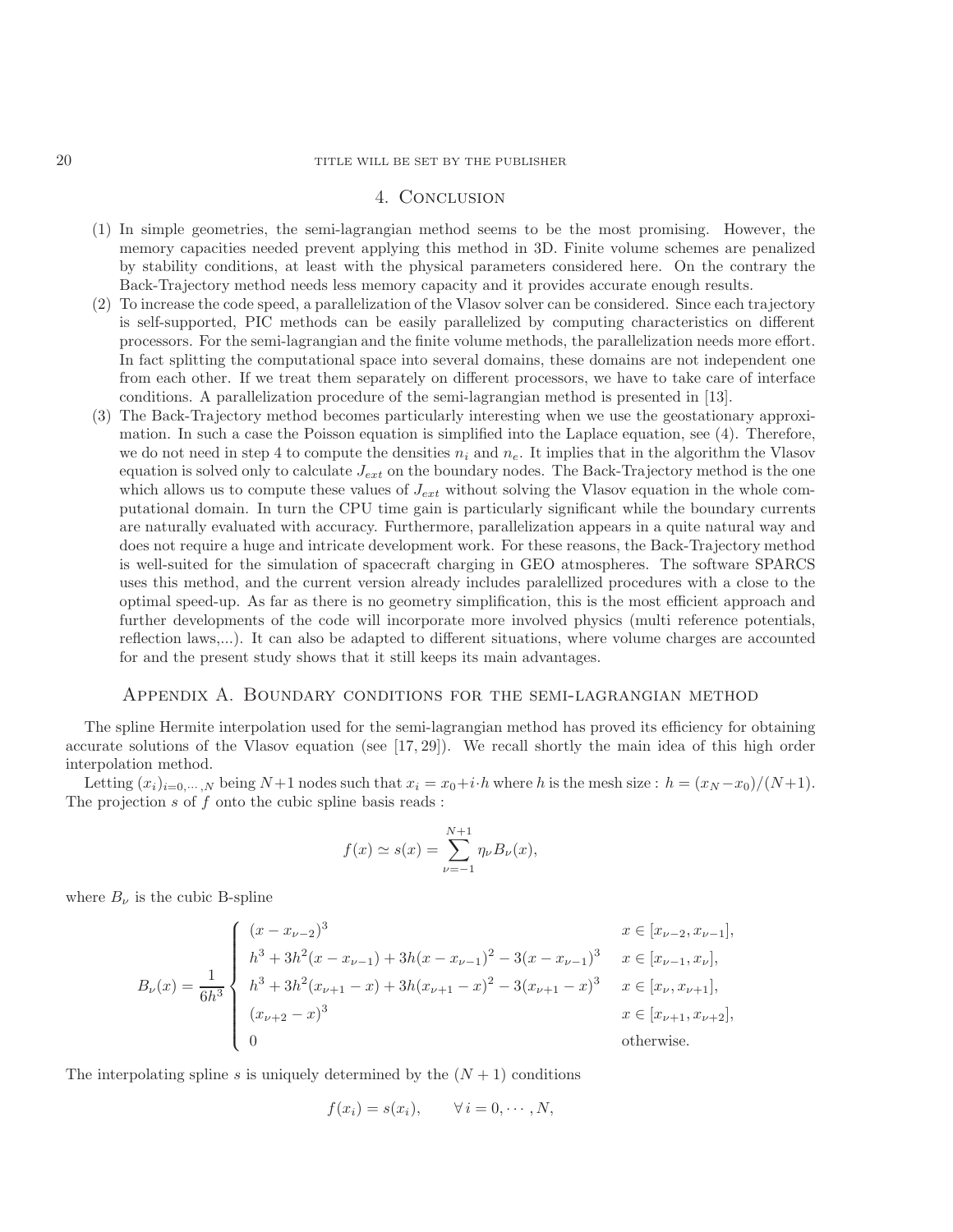## 4. Conclusion

1. In simple geometries, the semi-lagrangian method seems to be the most promising. However, the memory capacities needed prevent applying this method in 3D. Finite volume schemes are penalized by stability conditions, at least with the physical parameters considered here. On the contrary the Back-Trajectory method needs less memory capacity and it provides accurate enough results.
2. To increase the code speed, a parallelization of the Vlasov solver can be considered. Since each trajectory is self-supported, PIC methods can be easily parallelized by computing characteristics on different processors. For the semi-lagrangian and the finite volume methods, the parallelization needs more effort. In fact splitting the computational space into several domains, these domains are not independent one from each other. If we treat them separately on different processors, we have to take care of interface conditions. A parallelization procedure of the semi-lagrangian method is presented in [13].
3. The Back-Trajectory method becomes particularly interesting when we use the geostationary approximation. In such a case the Poisson equation is simplified into the Laplace equation, see (4). Therefore, we do not need in step 4 to compute the densities $n_i$ and $n_e$. It implies that in the algorithm the Vlasov equation is solved only to calculate $J_{ext}$ on the boundary nodes. The Back-Trajectory method is the one which allows us to compute these values of $J_{ext}$ without solving the Vlasov equation in the whole computational domain. In turn the CPU time gain is particularly significant while the boundary currents are naturally evaluated with accuracy. Furthermore, parallelization appears in a quite natural way and does not require a huge and intricate development work. For these reasons, the Back-Trajectory method is well-suited for the simulation of spacecraft charging in GEO atmospheres. The software SPARCS uses this method, and the current version already includes paralellized procedures with a close to the optimal speed-up. As far as there is no geometry simplification, this is the most efficient approach and further developments of the code will incorporate more involved physics (multi reference potentials, reflection laws,...). It can also be adapted to different situations, where volume charges are accounted for and the present study shows that it still keeps its main advantages.

## Appendix A. Boundary conditions for the semi-lagrangian method

The spline Hermite interpolation used for the semi-lagrangian method has proved its efficiency for obtaining accurate solutions of the Vlasov equation (see [17, 29]). We recall shortly the main idea of this high order interpolation method.

Letting $(x_i)_{i=0,\cdots,N}$ being $N+1$ nodes such that $x_i = x_0 + i \cdot h$ where $h$ is the mesh size : $h = (x_N - x_0)/(N+1)$. The projection $s$ of $f$ onto the cubic spline basis reads :

$$f(x) \simeq s(x) = \sum_{\nu=-1}^{N+1} \eta_\nu B_\nu(x),$$

where $B_\nu$ is the cubic B-spline

$$B_\nu(x) = \frac{1}{6h^3} \begin{cases} (x - x_{\nu-2})^3 & x \in [x_{\nu-2}, x_{\nu-1}], \\ h^3 + 3h^2(x - x_{\nu-1}) + 3h(x - x_{\nu-1})^2 - 3(x - x_{\nu-1})^3 & x \in [x_{\nu-1}, x_\nu], \\ h^3 + 3h^2(x_{\nu+1} - x) + 3h(x_{\nu+1} - x)^2 - 3(x_{\nu+1} - x)^3 & x \in [x_\nu, x_{\nu+1}], \\ (x_{\nu+2} - x)^3 & x \in [x_{\nu+1}, x_{\nu+2}], \\ 0 & \text{otherwise.} \end{cases}$$

The interpolating spline $s$ is uniquely determined by the $(N+1)$ conditions

$$f(x_i) = s(x_i), \qquad \forall\, i = 0, \cdots, N,$$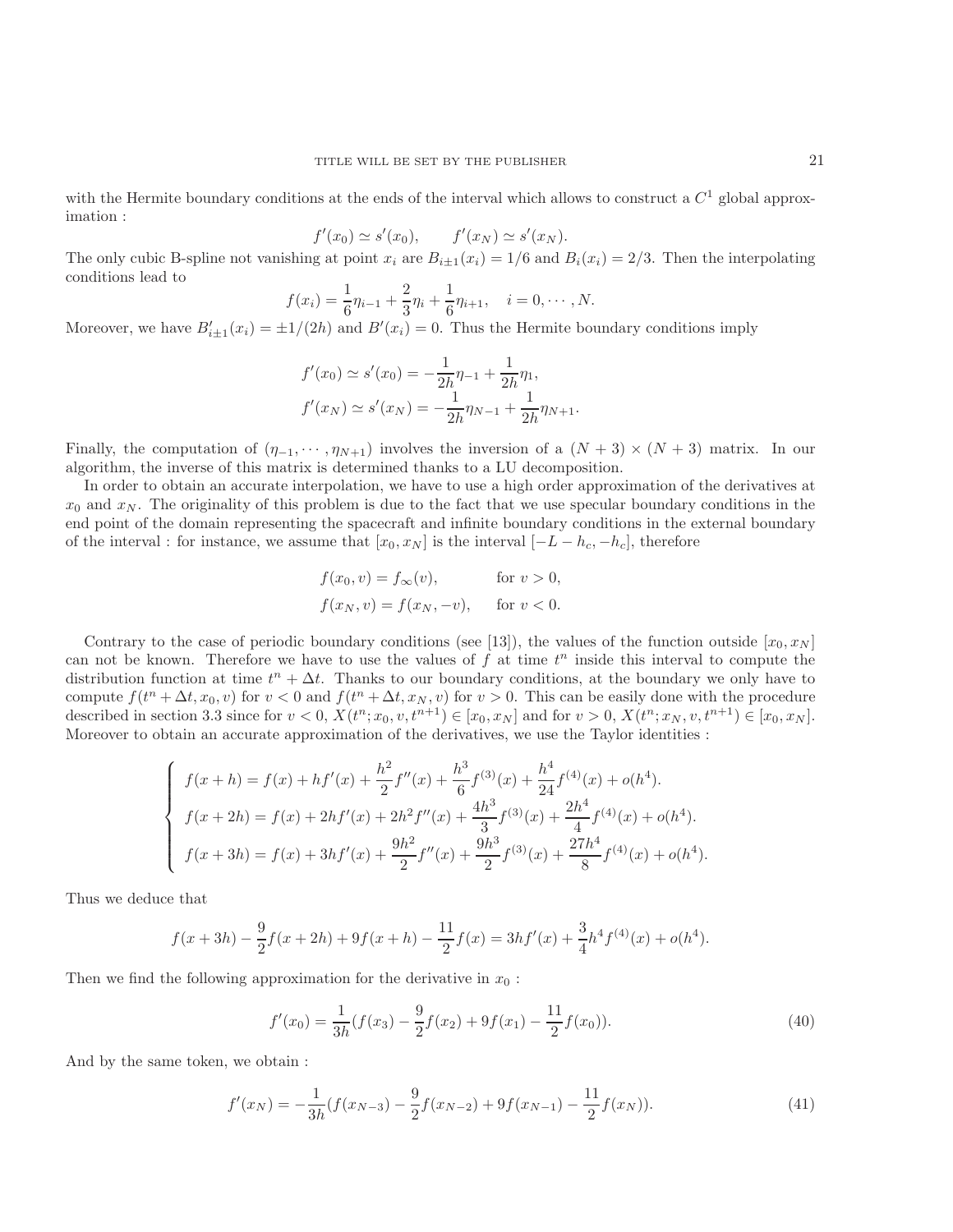with the Hermite boundary conditions at the ends of the interval which allows to construct a $C^1$ global approximation :

$$f'(x_0) \simeq s'(x_0), \qquad f'(x_N) \simeq s'(x_N).$$

The only cubic B-spline not vanishing at point $x_i$ are $B_{i\pm1}(x_i) = 1/6$ and $B_i(x_i) = 2/3$. Then the interpolating conditions lead to

$$f(x_i) = \frac{1}{6}\eta_{i-1} + \frac{2}{3}\eta_i + \frac{1}{6}\eta_{i+1}, \quad i = 0, \cdots, N.$$

Moreover, we have $B'_{i\pm1}(x_i) = \pm 1/(2h)$ and $B'(x_i) = 0$. Thus the Hermite boundary conditions imply

$$f'(x_0) \simeq s'(x_0) = -\frac{1}{2h}\eta_{-1} + \frac{1}{2h}\eta_1,$$
$$f'(x_N) \simeq s'(x_N) = -\frac{1}{2h}\eta_{N-1} + \frac{1}{2h}\eta_{N+1}.$$

Finally, the computation of $(\eta_{-1}, \cdots, \eta_{N+1})$ involves the inversion of a $(N+3) \times (N+3)$ matrix. In our algorithm, the inverse of this matrix is determined thanks to a LU decomposition.

In order to obtain an accurate interpolation, we have to use a high order approximation of the derivatives at $x_0$ and $x_N$. The originality of this problem is due to the fact that we use specular boundary conditions in the end point of the domain representing the spacecraft and infinite boundary conditions in the external boundary of the interval : for instance, we assume that $[x_0, x_N]$ is the interval $[-L - h_c, -h_c]$, therefore

$$f(x_0, v) = f_\infty(v), \qquad \text{for } v > 0,$$
$$f(x_N, v) = f(x_N, -v), \qquad \text{for } v < 0.$$

Contrary to the case of periodic boundary conditions (see [13]), the values of the function outside $[x_0, x_N]$ can not be known. Therefore we have to use the values of $f$ at time $t^n$ inside this interval to compute the distribution function at time $t^n + \Delta t$. Thanks to our boundary conditions, at the boundary we only have to compute $f(t^n + \Delta t, x_0, v)$ for $v < 0$ and $f(t^n + \Delta t, x_N, v)$ for $v > 0$. This can be easily done with the procedure described in section 3.3 since for $v < 0$, $X(t^n; x_0, v, t^{n+1}) \in [x_0, x_N]$ and for $v > 0$, $X(t^n; x_N, v, t^{n+1}) \in [x_0, x_N]$. Moreover to obtain an accurate approximation of the derivatives, we use the Taylor identities :

$$\begin{cases} f(x+h) = f(x) + hf'(x) + \dfrac{h^2}{2}f''(x) + \dfrac{h^3}{6}f^{(3)}(x) + \dfrac{h^4}{24}f^{(4)}(x) + o(h^4). \\ f(x+2h) = f(x) + 2hf'(x) + 2h^2 f''(x) + \dfrac{4h^3}{3}f^{(3)}(x) + \dfrac{2h^4}{4}f^{(4)}(x) + o(h^4). \\ f(x+3h) = f(x) + 3hf'(x) + \dfrac{9h^2}{2}f''(x) + \dfrac{9h^3}{2}f^{(3)}(x) + \dfrac{27h^4}{8}f^{(4)}(x) + o(h^4). \end{cases}$$

Thus we deduce that

$$f(x+3h) - \frac{9}{2}f(x+2h) + 9f(x+h) - \frac{11}{2}f(x) = 3hf'(x) + \frac{3}{4}h^4 f^{(4)}(x) + o(h^4).$$

Then we find the following approximation for the derivative in $x_0$ :

$$f'(x_0) = \frac{1}{3h}(f(x_3) - \frac{9}{2}f(x_2) + 9f(x_1) - \frac{11}{2}f(x_0)). \tag{40}$$

And by the same token, we obtain :

$$f'(x_N) = -\frac{1}{3h}(f(x_{N-3}) - \frac{9}{2}f(x_{N-2}) + 9f(x_{N-1}) - \frac{11}{2}f(x_N)). \tag{41}$$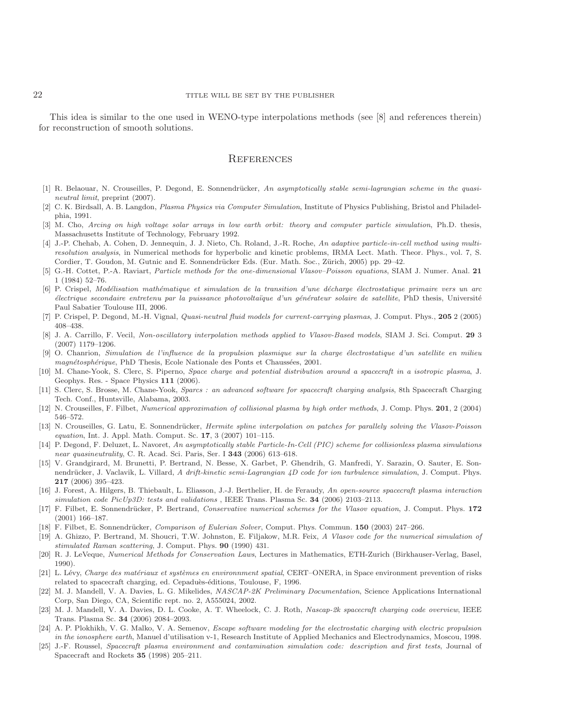This idea is similar to the one used in WENO-type interpolations methods (see [8] and references therein) for reconstruction of smooth solutions.

## References

[1] R. Belaouar, N. Crouseilles, P. Degond, E. Sonnendrücker, *An asymptotically stable semi-lagrangian scheme in the quasi-neutral limit*, preprint (2007).

[2] C. K. Birdsall, A. B. Langdon, *Plasma Physics via Computer Simulation*, Institute of Physics Publishing, Bristol and Philadelphia, 1991.

[3] M. Cho, *Arcing on high voltage solar arrays in low earth orbit: theory and computer particle simulation*, Ph.D. thesis, Massachusetts Institute of Technology, February 1992.

[4] J.-P. Chehab, A. Cohen, D. Jennequin, J. J. Nieto, Ch. Roland, J.-R. Roche, *An adaptive particle-in-cell method using multi-resolution analysis*, in Numerical methods for hyperbolic and kinetic problems, IRMA Lect. Math. Theor. Phys., vol. 7, S. Cordier, T. Goudon, M. Gutnic and E. Sonnendrücker Eds. (Eur. Math. Soc., Zürich, 2005) pp. 29–42.

[5] G.-H. Cottet, P.-A. Raviart, *Particle methods for the one-dimensional Vlasov–Poisson equations*, SIAM J. Numer. Anal. **21** 1 (1984) 52–76.

[6] P. Crispel, *Modélisation mathématique et simulation de la transition d'une décharge électrostatique primaire vers un arc électrique secondaire entretenu par la puissance photovoltaïque d'un générateur solaire de satellite*, PhD thesis, Université Paul Sabatier Toulouse III, 2006.

[7] P. Crispel, P. Degond, M.-H. Vignal, *Quasi-neutral fluid models for current-carrying plasmas*, J. Comput. Phys., **205** 2 (2005) 408–438.

[8] J. A. Carrillo, F. Vecil, *Non-oscillatory interpolation methods applied to Vlasov-Based models*, SIAM J. Sci. Comput. **29** 3 (2007) 1179–1206.

[9] O. Chanrion, *Simulation de l'influence de la propulsion plasmique sur la charge électrostatique d'un satellite en milieu magnétosphérique*, PhD Thesis, Ecole Nationale des Ponts et Chaussées, 2001.

[10] M. Chane-Yook, S. Clerc, S. Piperno, *Space charge and potential distribution around a spacecraft in a isotropic plasma*, J. Geophys. Res. - Space Physics **111** (2006).

[11] S. Clerc, S. Brosse, M. Chane-Yook, *Sparcs : an advanced software for spacecraft charging analysis*, 8th Spacecraft Charging Tech. Conf., Huntsville, Alabama, 2003.

[12] N. Crouseilles, F. Filbet, *Numerical approximation of collisional plasma by high order methods*, J. Comp. Phys. **201**, 2 (2004) 546–572.

[13] N. Crouseilles, G. Latu, E. Sonnendrücker, *Hermite spline interpolation on patches for parallely solving the Vlasov-Poisson equation*, Int. J. Appl. Math. Comput. Sc. **17**, 3 (2007) 101–115.

[14] P. Degond, F. Deluzet, L. Navoret, *An asymptotically stable Particle-In-Cell (PIC) scheme for collisionless plasma simulations near quasineutrality*, C. R. Acad. Sci. Paris, Ser. I **343** (2006) 613–618.

[15] V. Grandgirard, M. Brunetti, P. Bertrand, N. Besse, X. Garbet, P. Ghendrih, G. Manfredi, Y. Sarazin, O. Sauter, E. Sonnendrücker, J. Vaclavik, L. Villard, *A drift-kinetic semi-Lagrangian 4D code for ion turbulence simulation*, J. Comput. Phys. **217** (2006) 395–423.

[16] J. Forest, A. Hilgers, B. Thiebault, L. Eliasson, J.-J. Berthelier, H. de Feraudy, *An open-source spacecraft plasma interaction simulation code PicUp3D: tests and validations* , IEEE Trans. Plasma Sc. **34** (2006) 2103–2113.

[17] F. Filbet, E. Sonnendrücker, P. Bertrand, *Conservative numerical schemes for the Vlasov equation*, J. Comput. Phys. **172** (2001) 166–187.

[18] F. Filbet, E. Sonnendrücker, *Comparison of Eulerian Solver*, Comput. Phys. Commun. **150** (2003) 247–266.

[19] A. Ghizzo, P. Bertrand, M. Shoucri, T.W. Johnston, E. Filjakow, M.R. Feix, *A Vlasov code for the numerical simulation of stimulated Raman scattering*, J. Comput. Phys. **90** (1990) 431.

[20] R. J. LeVeque, *Numerical Methods for Conservation Laws*, Lectures in Mathematics, ETH-Zurich (Birkhauser-Verlag, Basel, 1990).

[21] L. Lévy, *Charge des matériaux et systèmes en environnment spatial*, CERT–ONERA, in Space environment prevention of risks related to spacecraft charging, ed. Cepaduès-éditions, Toulouse, F, 1996.

[22] M. J. Mandell, V. A. Davies, L. G. Mikelides, *NASCAP-2K Preliminary Documentation*, Science Applications International Corp, San Diego, CA, Scientific rept. no. 2, A555024, 2002.

[23] M. J. Mandell, V. A. Davies, D. L. Cooke, A. T. Wheelock, C. J. Roth, *Nascap-2k spacecraft charging code overview*, IEEE Trans. Plasma Sc. **34** (2006) 2084–2093.

[24] A. P. Plokhikh, V. G. Malko, V. A. Semenov, *Escape software modeling for the electrostatic charging with electric propulsion in the ionosphere earth*, Manuel d'utilisation v-1, Research Institute of Applied Mechanics and Electrodynamics, Moscou, 1998.

[25] J.-F. Roussel, *Spacecraft plasma environment and contamination simulation code: description and first tests*, Journal of Spacecraft and Rockets **35** (1998) 205–211.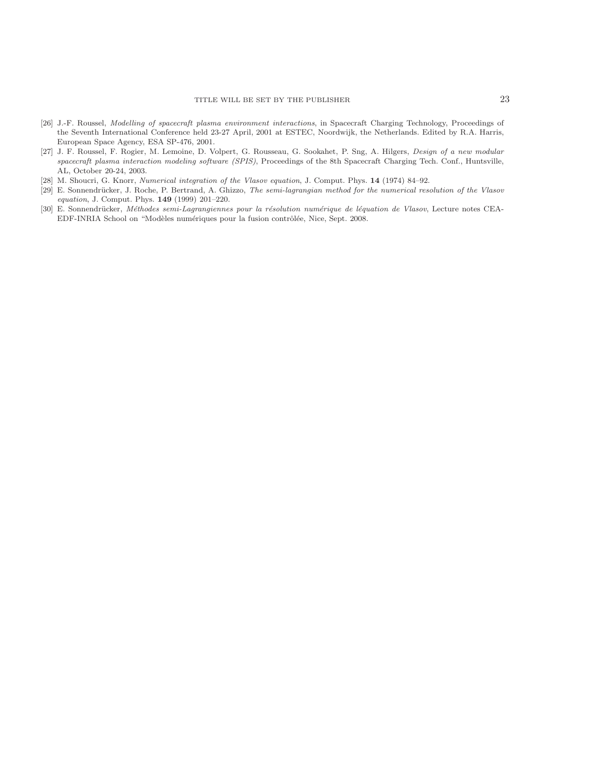[26] J.-F. Roussel, *Modelling of spacecraft plasma environment interactions*, in Spacecraft Charging Technology, Proceedings of the Seventh International Conference held 23-27 April, 2001 at ESTEC, Noordwijk, the Netherlands. Edited by R.A. Harris, European Space Agency, ESA SP-476, 2001.

[27] J. F. Roussel, F. Rogier, M. Lemoine, D. Volpert, G. Rousseau, G. Sookahet, P. Sng, A. Hilgers, *Design of a new modular spacecraft plasma interaction modeling software (SPIS)*, Proceedings of the 8th Spacecraft Charging Tech. Conf., Huntsville, AL, October 20-24, 2003.

[28] M. Shoucri, G. Knorr, *Numerical integration of the Vlasov equation*, J. Comput. Phys. **14** (1974) 84–92.

[29] E. Sonnendrücker, J. Roche, P. Bertrand, A. Ghizzo, *The semi-lagrangian method for the numerical resolution of the Vlasov equation*, J. Comput. Phys. **149** (1999) 201–220.

[30] E. Sonnendrücker, *Méthodes semi-Lagrangiennes pour la résolution numérique de léquation de Vlasov*, Lecture notes CEA-EDF-INRIA School on "Modèles numériques pour la fusion contrôlée, Nice, Sept. 2008.